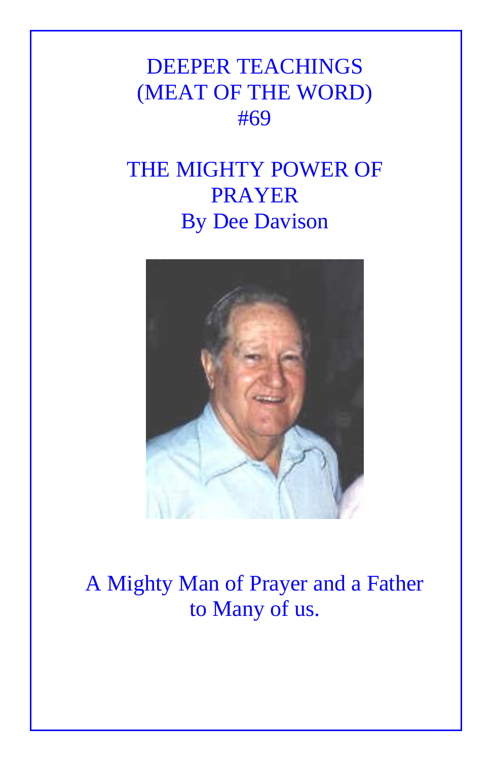# DEEPER TEACHINGS (MEAT OF THE WORD) #69

## THE MIGHTY POWER OF PRAYER

By Dee Davison

A Mighty Man of Prayer and a Father to Many of us.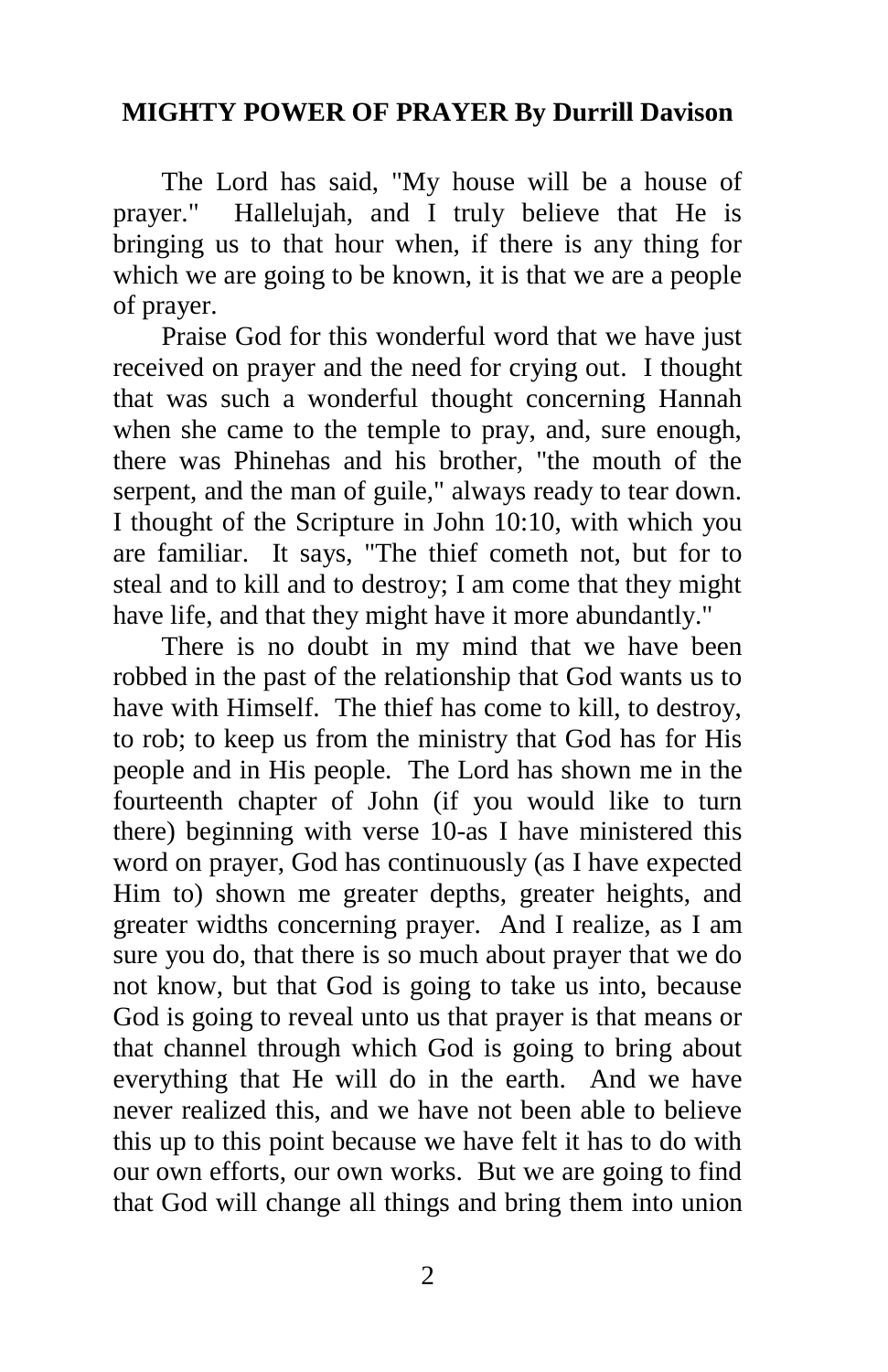**MIGHTY POWER OF PRAYER By Durrill Davison**

The Lord has said, "My house will be a house of prayer." Hallelujah, and I truly believe that He is bringing us to that hour when, if there is any thing for which we are going to be known, it is that we are a people of prayer.

Praise God for this wonderful word that we have just received on prayer and the need for crying out. I thought that was such a wonderful thought concerning Hannah when she came to the temple to pray, and, sure enough, there was Phinehas and his brother, "the mouth of the serpent, and the man of guile," always ready to tear down. I thought of the Scripture in John 10:10, with which you are familiar. It says, "The thief cometh not, but for to steal and to kill and to destroy; I am come that they might have life, and that they might have it more abundantly."

There is no doubt in my mind that we have been robbed in the past of the relationship that God wants us to have with Himself. The thief has come to kill, to destroy, to rob; to keep us from the ministry that God has for His people and in His people. The Lord has shown me in the fourteenth chapter of John (if you would like to turn there) beginning with verse 10-as I have ministered this word on prayer, God has continuously (as I have expected Him to) shown me greater depths, greater heights, and greater widths concerning prayer. And I realize, as I am sure you do, that there is so much about prayer that we do not know, but that God is going to take us into, because God is going to reveal unto us that prayer is that means or that channel through which God is going to bring about everything that He will do in the earth. And we have never realized this, and we have not been able to believe this up to this point because we have felt it has to do with our own efforts, our own works. But we are going to find that God will change all things and bring them into union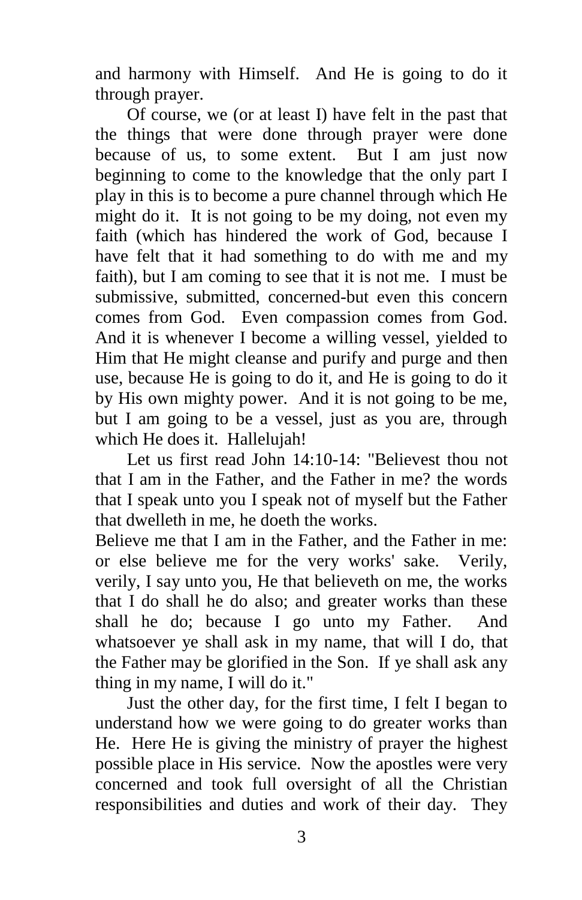and harmony with Himself. And He is going to do it through prayer.

Of course, we (or at least I) have felt in the past that the things that were done through prayer were done because of us, to some extent. But I am just now beginning to come to the knowledge that the only part I play in this is to become a pure channel through which He might do it. It is not going to be my doing, not even my faith (which has hindered the work of God, because I have felt that it had something to do with me and my faith), but I am coming to see that it is not me. I must be submissive, submitted, concerned-but even this concern comes from God. Even compassion comes from God. And it is whenever I become a willing vessel, yielded to Him that He might cleanse and purify and purge and then use, because He is going to do it, and He is going to do it by His own mighty power. And it is not going to be me, but I am going to be a vessel, just as you are, through which He does it. Hallelujah!

Let us first read John 14:10-14: "Believest thou not that I am in the Father, and the Father in me? the words that I speak unto you I speak not of myself but the Father that dwelleth in me, he doeth the works.
Believe me that I am in the Father, and the Father in me: or else believe me for the very works' sake. Verily, verily, I say unto you, He that believeth on me, the works that I do shall he do also; and greater works than these shall he do; because I go unto my Father. And whatsoever ye shall ask in my name, that will I do, that the Father may be glorified in the Son. If ye shall ask any thing in my name, I will do it."

Just the other day, for the first time, I felt I began to understand how we were going to do greater works than He. Here He is giving the ministry of prayer the highest possible place in His service. Now the apostles were very concerned and took full oversight of all the Christian responsibilities and duties and work of their day. They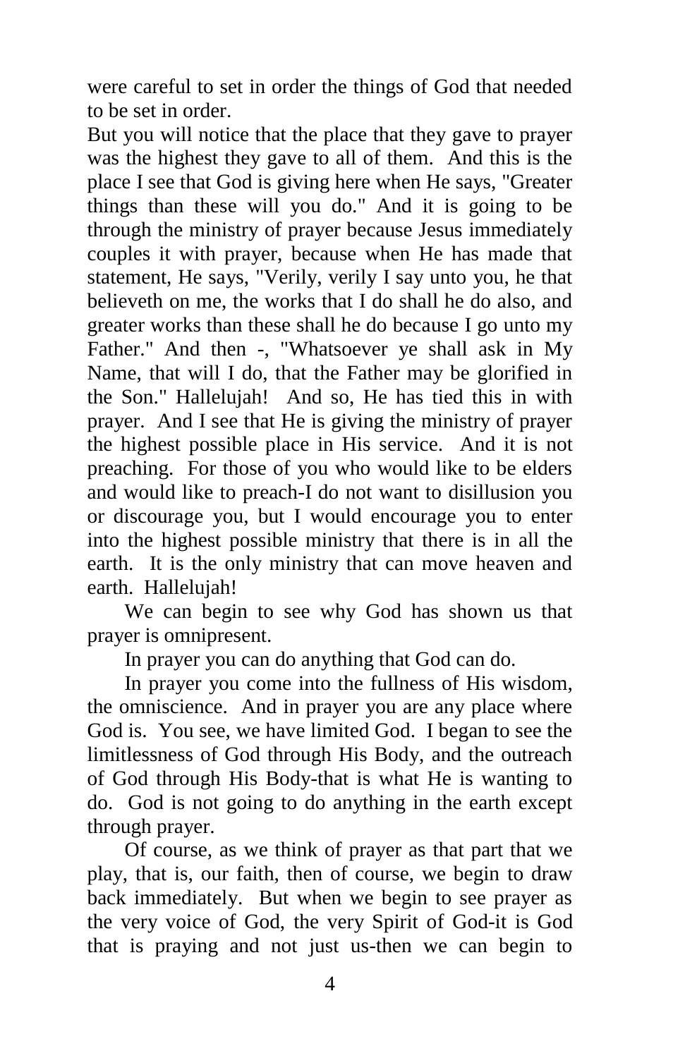were careful to set in order the things of God that needed to be set in order.

But you will notice that the place that they gave to prayer was the highest they gave to all of them. And this is the place I see that God is giving here when He says, "Greater things than these will you do." And it is going to be through the ministry of prayer because Jesus immediately couples it with prayer, because when He has made that statement, He says, "Verily, verily I say unto you, he that believeth on me, the works that I do shall he do also, and greater works than these shall he do because I go unto my Father." And then -, "Whatsoever ye shall ask in My Name, that will I do, that the Father may be glorified in the Son." Hallelujah! And so, He has tied this in with prayer. And I see that He is giving the ministry of prayer the highest possible place in His service. And it is not preaching. For those of you who would like to be elders and would like to preach-I do not want to disillusion you or discourage you, but I would encourage you to enter into the highest possible ministry that there is in all the earth. It is the only ministry that can move heaven and earth. Hallelujah!

We can begin to see why God has shown us that prayer is omnipresent.

In prayer you can do anything that God can do.

In prayer you come into the fullness of His wisdom, the omniscience. And in prayer you are any place where God is. You see, we have limited God. I began to see the limitlessness of God through His Body, and the outreach of God through His Body-that is what He is wanting to do. God is not going to do anything in the earth except through prayer.

Of course, as we think of prayer as that part that we play, that is, our faith, then of course, we begin to draw back immediately. But when we begin to see prayer as the very voice of God, the very Spirit of God-it is God that is praying and not just us-then we can begin to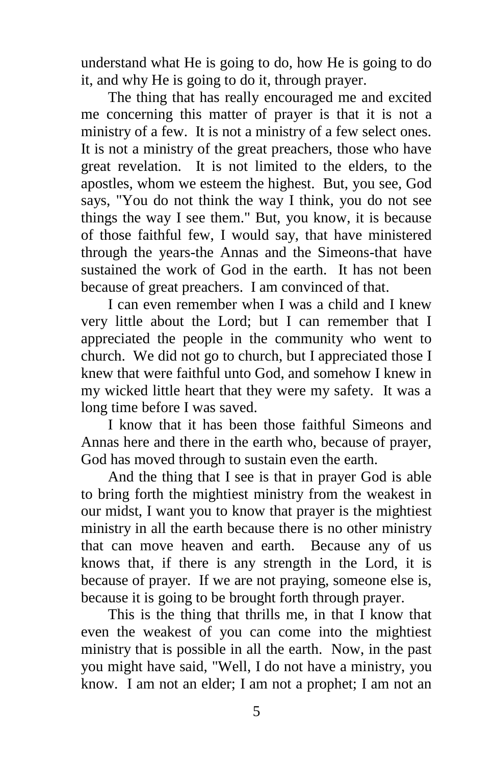understand what He is going to do, how He is going to do it, and why He is going to do it, through prayer.

The thing that has really encouraged me and excited me concerning this matter of prayer is that it is not a ministry of a few. It is not a ministry of a few select ones. It is not a ministry of the great preachers, those who have great revelation. It is not limited to the elders, to the apostles, whom we esteem the highest. But, you see, God says, "You do not think the way I think, you do not see things the way I see them." But, you know, it is because of those faithful few, I would say, that have ministered through the years-the Annas and the Simeons-that have sustained the work of God in the earth. It has not been because of great preachers. I am convinced of that.

I can even remember when I was a child and I knew very little about the Lord; but I can remember that I appreciated the people in the community who went to church. We did not go to church, but I appreciated those I knew that were faithful unto God, and somehow I knew in my wicked little heart that they were my safety. It was a long time before I was saved.

I know that it has been those faithful Simeons and Annas here and there in the earth who, because of prayer, God has moved through to sustain even the earth.

And the thing that I see is that in prayer God is able to bring forth the mightiest ministry from the weakest in our midst, I want you to know that prayer is the mightiest ministry in all the earth because there is no other ministry that can move heaven and earth. Because any of us knows that, if there is any strength in the Lord, it is because of prayer. If we are not praying, someone else is, because it is going to be brought forth through prayer.

This is the thing that thrills me, in that I know that even the weakest of you can come into the mightiest ministry that is possible in all the earth. Now, in the past you might have said, "Well, I do not have a ministry, you know. I am not an elder; I am not a prophet; I am not an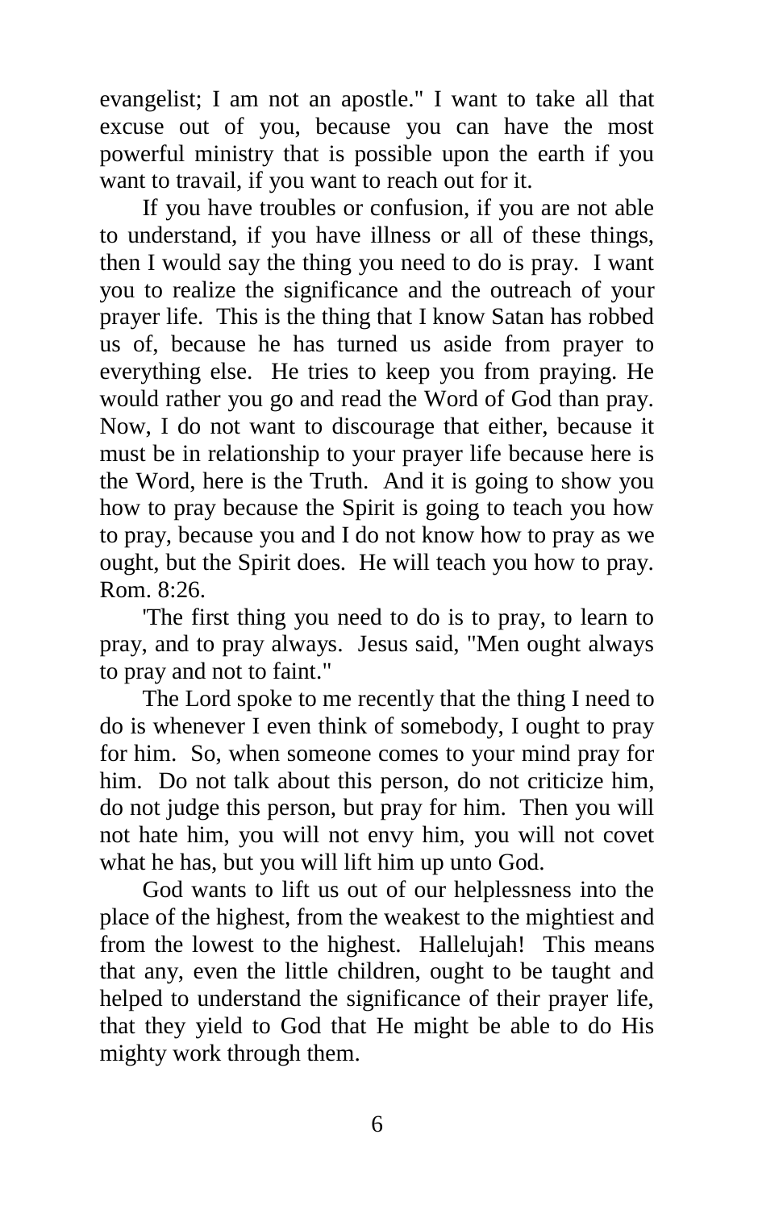evangelist; I am not an apostle." I want to take all that excuse out of you, because you can have the most powerful ministry that is possible upon the earth if you want to travail, if you want to reach out for it.

If you have troubles or confusion, if you are not able to understand, if you have illness or all of these things, then I would say the thing you need to do is pray. I want you to realize the significance and the outreach of your prayer life. This is the thing that I know Satan has robbed us of, because he has turned us aside from prayer to everything else. He tries to keep you from praying. He would rather you go and read the Word of God than pray. Now, I do not want to discourage that either, because it must be in relationship to your prayer life because here is the Word, here is the Truth. And it is going to show you how to pray because the Spirit is going to teach you how to pray, because you and I do not know how to pray as we ought, but the Spirit does. He will teach you how to pray. Rom. 8:26.

'The first thing you need to do is to pray, to learn to pray, and to pray always. Jesus said, "Men ought always to pray and not to faint."

The Lord spoke to me recently that the thing I need to do is whenever I even think of somebody, I ought to pray for him. So, when someone comes to your mind pray for him. Do not talk about this person, do not criticize him, do not judge this person, but pray for him. Then you will not hate him, you will not envy him, you will not covet what he has, but you will lift him up unto God.

God wants to lift us out of our helplessness into the place of the highest, from the weakest to the mightiest and from the lowest to the highest. Hallelujah! This means that any, even the little children, ought to be taught and helped to understand the significance of their prayer life, that they yield to God that He might be able to do His mighty work through them.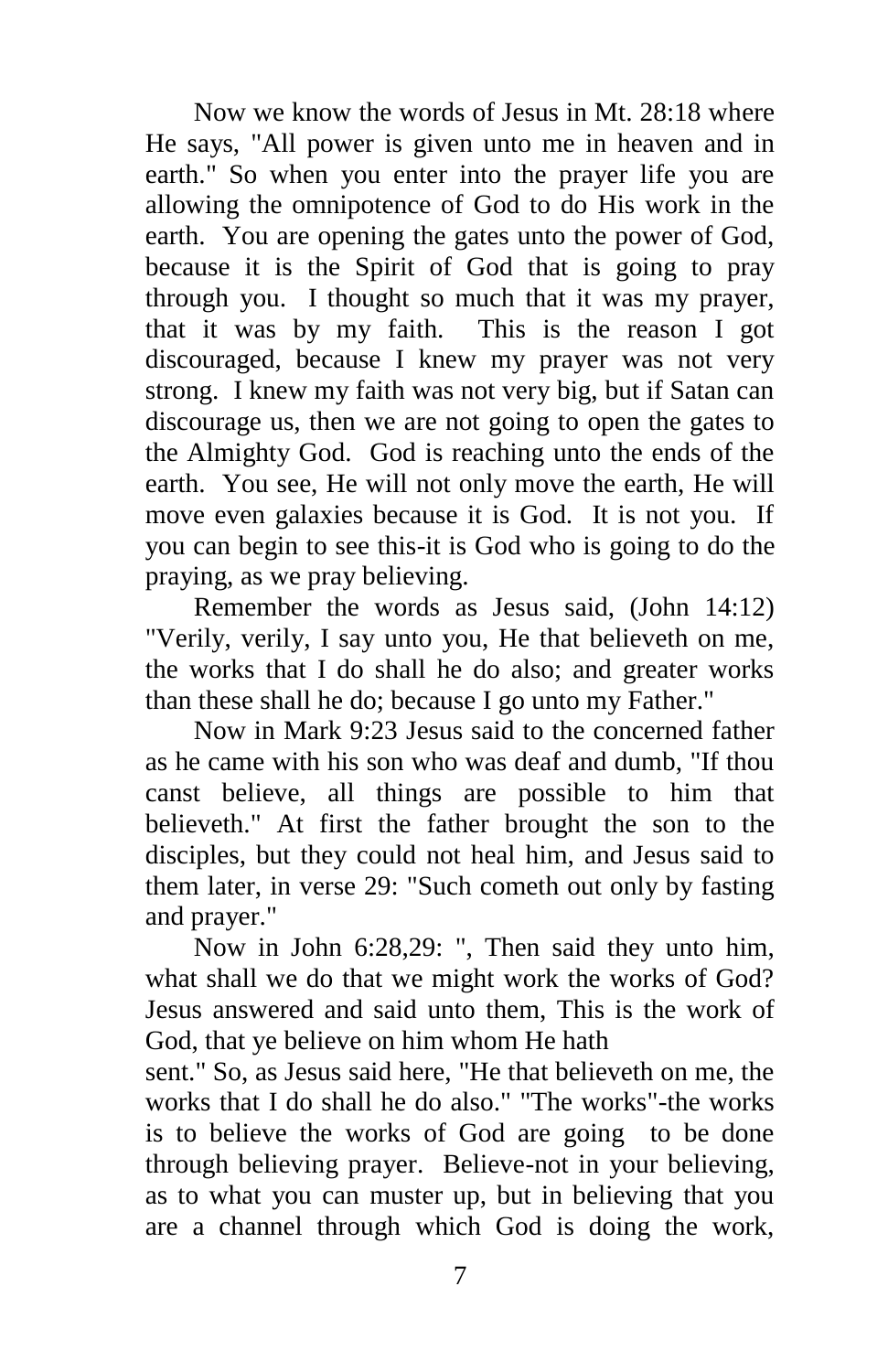Now we know the words of Jesus in Mt. 28:18 where He says, "All power is given unto me in heaven and in earth." So when you enter into the prayer life you are allowing the omnipotence of God to do His work in the earth. You are opening the gates unto the power of God, because it is the Spirit of God that is going to pray through you. I thought so much that it was my prayer, that it was by my faith. This is the reason I got discouraged, because I knew my prayer was not very strong. I knew my faith was not very big, but if Satan can discourage us, then we are not going to open the gates to the Almighty God. God is reaching unto the ends of the earth. You see, He will not only move the earth, He will move even galaxies because it is God. It is not you. If you can begin to see this-it is God who is going to do the praying, as we pray believing.

Remember the words as Jesus said, (John 14:12) "Verily, verily, I say unto you, He that believeth on me, the works that I do shall he do also; and greater works than these shall he do; because I go unto my Father."

Now in Mark 9:23 Jesus said to the concerned father as he came with his son who was deaf and dumb, "If thou canst believe, all things are possible to him that believeth." At first the father brought the son to the disciples, but they could not heal him, and Jesus said to them later, in verse 29: "Such cometh out only by fasting and prayer."

Now in John 6:28,29: ", Then said they unto him, what shall we do that we might work the works of God? Jesus answered and said unto them, This is the work of God, that ye believe on him whom He hath sent." So, as Jesus said here, "He that believeth on me, the works that I do shall he do also." "The works"-the works is to believe the works of God are going to be done through believing prayer. Believe-not in your believing, as to what you can muster up, but in believing that you are a channel through which God is doing the work,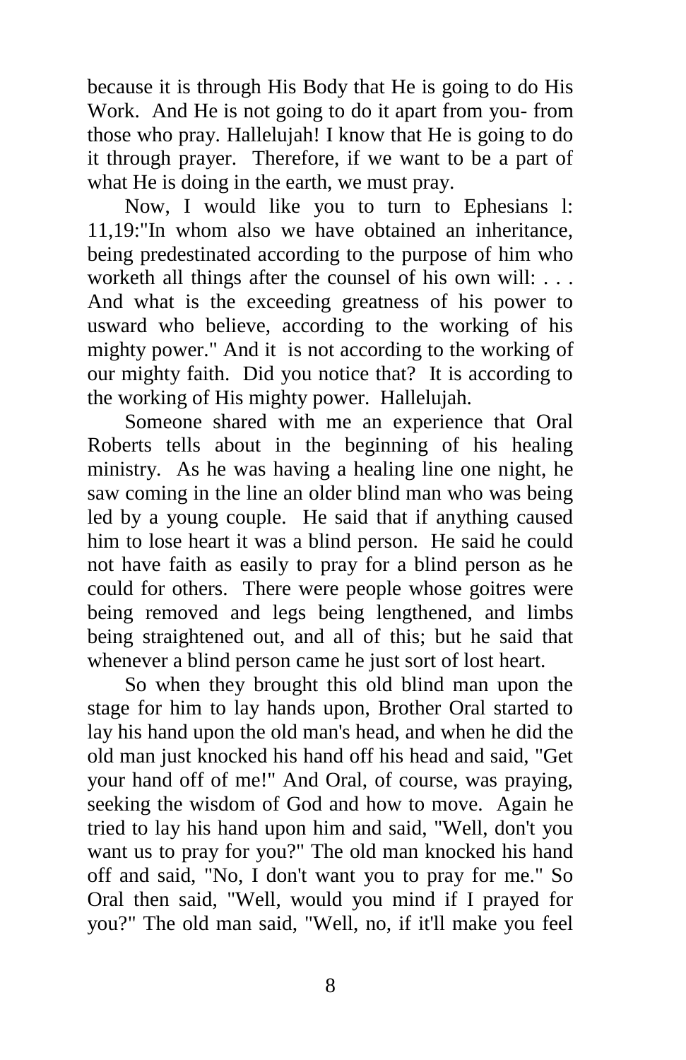because it is through His Body that He is going to do His Work. And He is not going to do it apart from you- from those who pray. Hallelujah! I know that He is going to do it through prayer. Therefore, if we want to be a part of what He is doing in the earth, we must pray.

Now, I would like you to turn to Ephesians l: 11,19:"In whom also we have obtained an inheritance, being predestinated according to the purpose of him who worketh all things after the counsel of his own will: . . . And what is the exceeding greatness of his power to usward who believe, according to the working of his mighty power." And it is not according to the working of our mighty faith. Did you notice that? It is according to the working of His mighty power. Hallelujah.

Someone shared with me an experience that Oral Roberts tells about in the beginning of his healing ministry. As he was having a healing line one night, he saw coming in the line an older blind man who was being led by a young couple. He said that if anything caused him to lose heart it was a blind person. He said he could not have faith as easily to pray for a blind person as he could for others. There were people whose goitres were being removed and legs being lengthened, and limbs being straightened out, and all of this; but he said that whenever a blind person came he just sort of lost heart.

So when they brought this old blind man upon the stage for him to lay hands upon, Brother Oral started to lay his hand upon the old man's head, and when he did the old man just knocked his hand off his head and said, "Get your hand off of me!" And Oral, of course, was praying, seeking the wisdom of God and how to move. Again he tried to lay his hand upon him and said, "Well, don't you want us to pray for you?" The old man knocked his hand off and said, "No, I don't want you to pray for me." So Oral then said, "Well, would you mind if I prayed for you?" The old man said, "Well, no, if it'll make you feel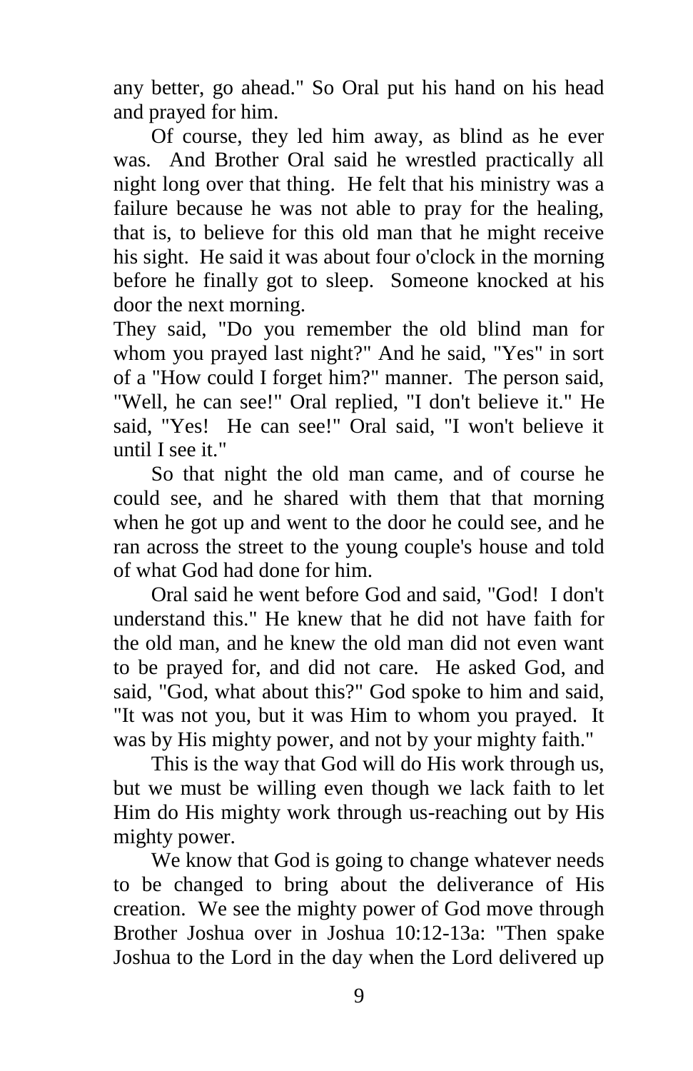any better, go ahead." So Oral put his hand on his head and prayed for him.

Of course, they led him away, as blind as he ever was. And Brother Oral said he wrestled practically all night long over that thing. He felt that his ministry was a failure because he was not able to pray for the healing, that is, to believe for this old man that he might receive his sight. He said it was about four o'clock in the morning before he finally got to sleep. Someone knocked at his door the next morning.

They said, "Do you remember the old blind man for whom you prayed last night?" And he said, "Yes" in sort of a "How could I forget him?" manner. The person said, "Well, he can see!" Oral replied, "I don't believe it." He said, "Yes! He can see!" Oral said, "I won't believe it until I see it."

So that night the old man came, and of course he could see, and he shared with them that that morning when he got up and went to the door he could see, and he ran across the street to the young couple's house and told of what God had done for him.

Oral said he went before God and said, "God! I don't understand this." He knew that he did not have faith for the old man, and he knew the old man did not even want to be prayed for, and did not care. He asked God, and said, "God, what about this?" God spoke to him and said, "It was not you, but it was Him to whom you prayed. It was by His mighty power, and not by your mighty faith."

This is the way that God will do His work through us, but we must be willing even though we lack faith to let Him do His mighty work through us-reaching out by His mighty power.

We know that God is going to change whatever needs to be changed to bring about the deliverance of His creation. We see the mighty power of God move through Brother Joshua over in Joshua 10:12-13a: "Then spake Joshua to the Lord in the day when the Lord delivered up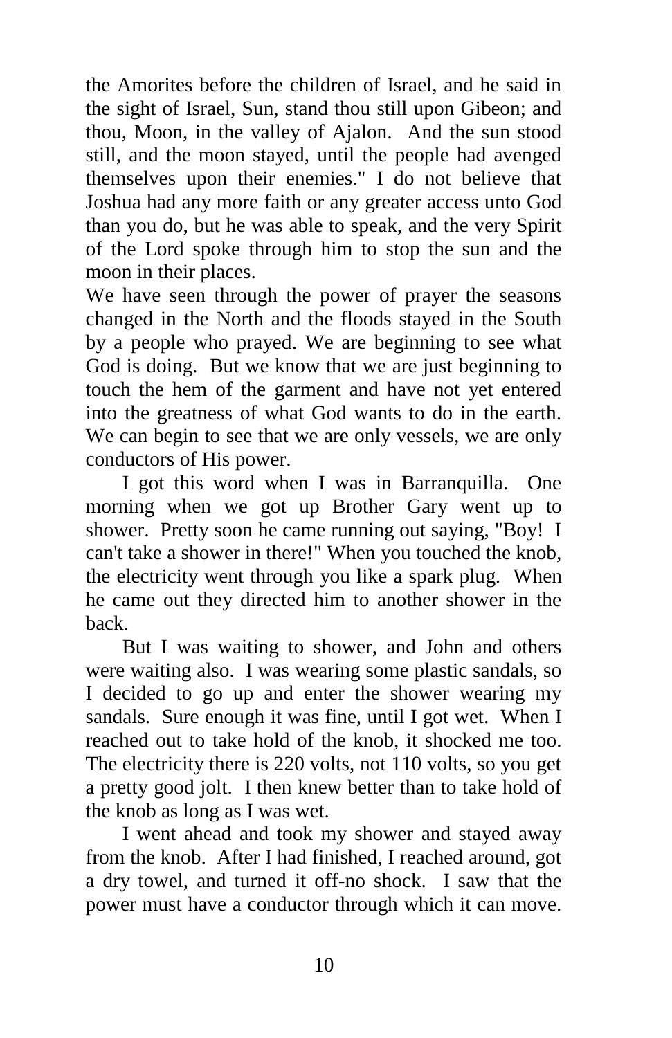the Amorites before the children of Israel, and he said in the sight of Israel, Sun, stand thou still upon Gibeon; and thou, Moon, in the valley of Ajalon. And the sun stood still, and the moon stayed, until the people had avenged themselves upon their enemies." I do not believe that Joshua had any more faith or any greater access unto God than you do, but he was able to speak, and the very Spirit of the Lord spoke through him to stop the sun and the moon in their places.

We have seen through the power of prayer the seasons changed in the North and the floods stayed in the South by a people who prayed. We are beginning to see what God is doing. But we know that we are just beginning to touch the hem of the garment and have not yet entered into the greatness of what God wants to do in the earth. We can begin to see that we are only vessels, we are only conductors of His power.

I got this word when I was in Barranquilla. One morning when we got up Brother Gary went up to shower. Pretty soon he came running out saying, "Boy! I can't take a shower in there!" When you touched the knob, the electricity went through you like a spark plug. When he came out they directed him to another shower in the back.

But I was waiting to shower, and John and others were waiting also. I was wearing some plastic sandals, so I decided to go up and enter the shower wearing my sandals. Sure enough it was fine, until I got wet. When I reached out to take hold of the knob, it shocked me too. The electricity there is 220 volts, not 110 volts, so you get a pretty good jolt. I then knew better than to take hold of the knob as long as I was wet.

I went ahead and took my shower and stayed away from the knob. After I had finished, I reached around, got a dry towel, and turned it off-no shock. I saw that the power must have a conductor through which it can move.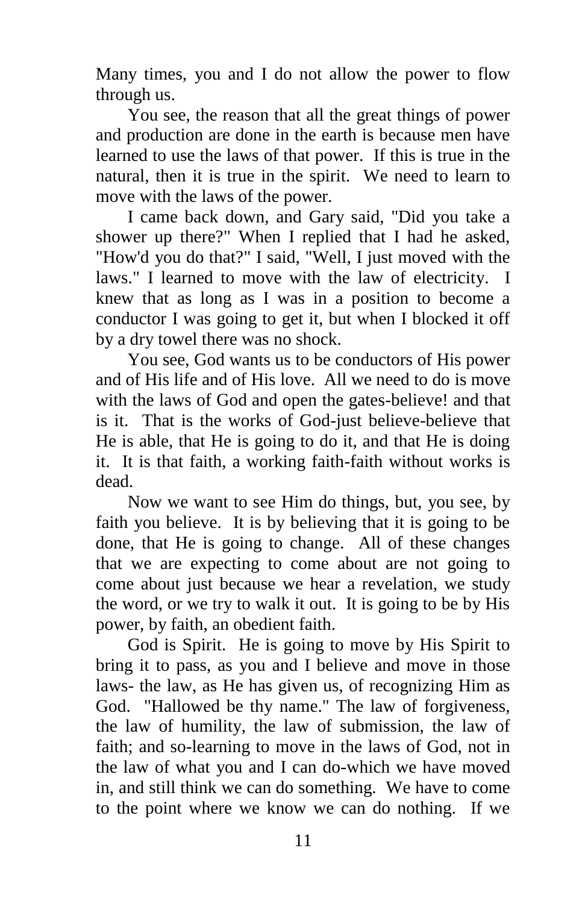Many times, you and I do not allow the power to flow through us.

You see, the reason that all the great things of power and production are done in the earth is because men have learned to use the laws of that power. If this is true in the natural, then it is true in the spirit. We need to learn to move with the laws of the power.

I came back down, and Gary said, "Did you take a shower up there?" When I replied that I had he asked, "How'd you do that?" I said, "Well, I just moved with the laws." I learned to move with the law of electricity. I knew that as long as I was in a position to become a conductor I was going to get it, but when I blocked it off by a dry towel there was no shock.

You see, God wants us to be conductors of His power and of His life and of His love. All we need to do is move with the laws of God and open the gates-believe! and that is it. That is the works of God-just believe-believe that He is able, that He is going to do it, and that He is doing it. It is that faith, a working faith-faith without works is dead.

Now we want to see Him do things, but, you see, by faith you believe. It is by believing that it is going to be done, that He is going to change. All of these changes that we are expecting to come about are not going to come about just because we hear a revelation, we study the word, or we try to walk it out. It is going to be by His power, by faith, an obedient faith.

God is Spirit. He is going to move by His Spirit to bring it to pass, as you and I believe and move in those laws- the law, as He has given us, of recognizing Him as God. "Hallowed be thy name." The law of forgiveness, the law of humility, the law of submission, the law of faith; and so-learning to move in the laws of God, not in the law of what you and I can do-which we have moved in, and still think we can do something. We have to come to the point where we know we can do nothing. If we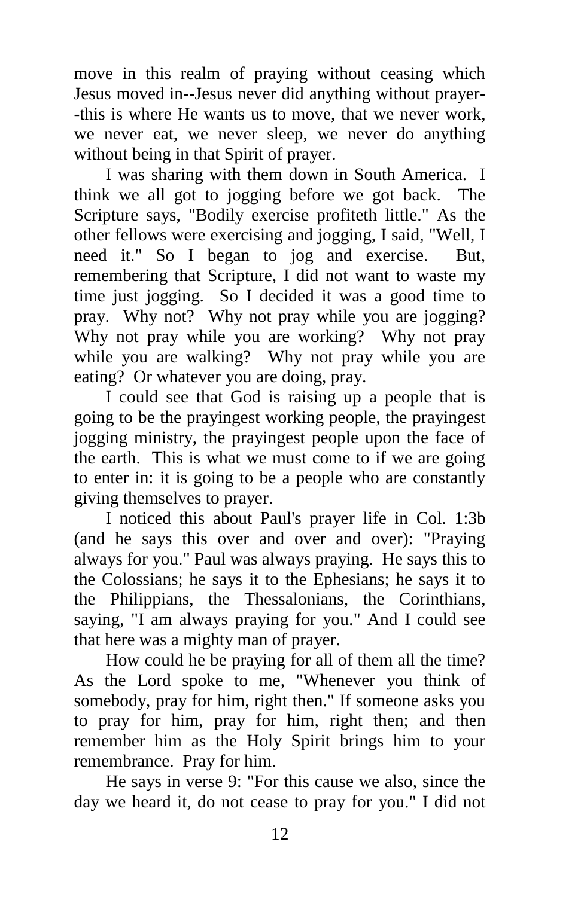move in this realm of praying without ceasing which Jesus moved in--Jesus never did anything without prayer--this is where He wants us to move, that we never work, we never eat, we never sleep, we never do anything without being in that Spirit of prayer.

I was sharing with them down in South America. I think we all got to jogging before we got back. The Scripture says, "Bodily exercise profiteth little." As the other fellows were exercising and jogging, I said, "Well, I need it." So I began to jog and exercise. But, remembering that Scripture, I did not want to waste my time just jogging. So I decided it was a good time to pray. Why not? Why not pray while you are jogging? Why not pray while you are working? Why not pray while you are walking? Why not pray while you are eating? Or whatever you are doing, pray.

I could see that God is raising up a people that is going to be the prayingest working people, the prayingest jogging ministry, the prayingest people upon the face of the earth. This is what we must come to if we are going to enter in: it is going to be a people who are constantly giving themselves to prayer.

I noticed this about Paul's prayer life in Col. 1:3b (and he says this over and over and over): "Praying always for you." Paul was always praying. He says this to the Colossians; he says it to the Ephesians; he says it to the Philippians, the Thessalonians, the Corinthians, saying, "I am always praying for you." And I could see that here was a mighty man of prayer.

How could he be praying for all of them all the time? As the Lord spoke to me, "Whenever you think of somebody, pray for him, right then." If someone asks you to pray for him, pray for him, right then; and then remember him as the Holy Spirit brings him to your remembrance. Pray for him.

He says in verse 9: "For this cause we also, since the day we heard it, do not cease to pray for you." I did not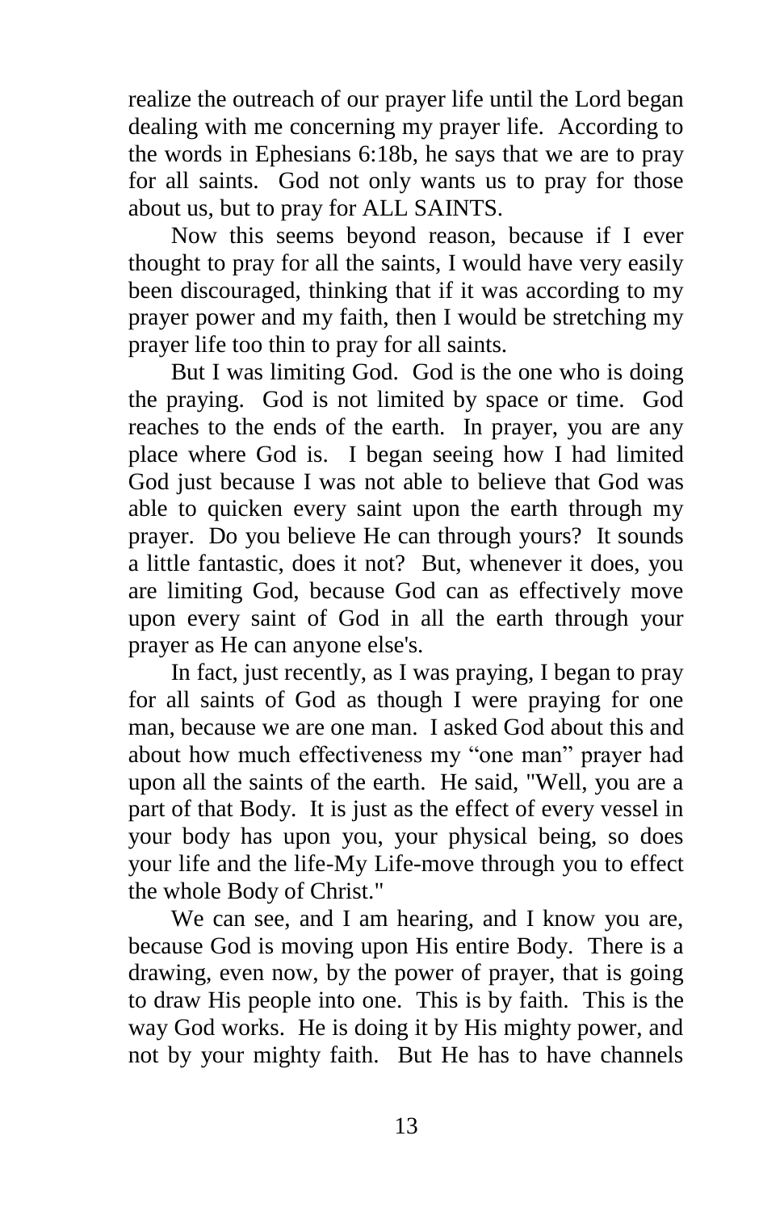realize the outreach of our prayer life until the Lord began dealing with me concerning my prayer life. According to the words in Ephesians 6:18b, he says that we are to pray for all saints. God not only wants us to pray for those about us, but to pray for ALL SAINTS.

Now this seems beyond reason, because if I ever thought to pray for all the saints, I would have very easily been discouraged, thinking that if it was according to my prayer power and my faith, then I would be stretching my prayer life too thin to pray for all saints.

But I was limiting God. God is the one who is doing the praying. God is not limited by space or time. God reaches to the ends of the earth. In prayer, you are any place where God is. I began seeing how I had limited God just because I was not able to believe that God was able to quicken every saint upon the earth through my prayer. Do you believe He can through yours? It sounds a little fantastic, does it not? But, whenever it does, you are limiting God, because God can as effectively move upon every saint of God in all the earth through your prayer as He can anyone else's.

In fact, just recently, as I was praying, I began to pray for all saints of God as though I were praying for one man, because we are one man. I asked God about this and about how much effectiveness my "one man" prayer had upon all the saints of the earth. He said, "Well, you are a part of that Body. It is just as the effect of every vessel in your body has upon you, your physical being, so does your life and the life-My Life-move through you to effect the whole Body of Christ."

We can see, and I am hearing, and I know you are, because God is moving upon His entire Body. There is a drawing, even now, by the power of prayer, that is going to draw His people into one. This is by faith. This is the way God works. He is doing it by His mighty power, and not by your mighty faith. But He has to have channels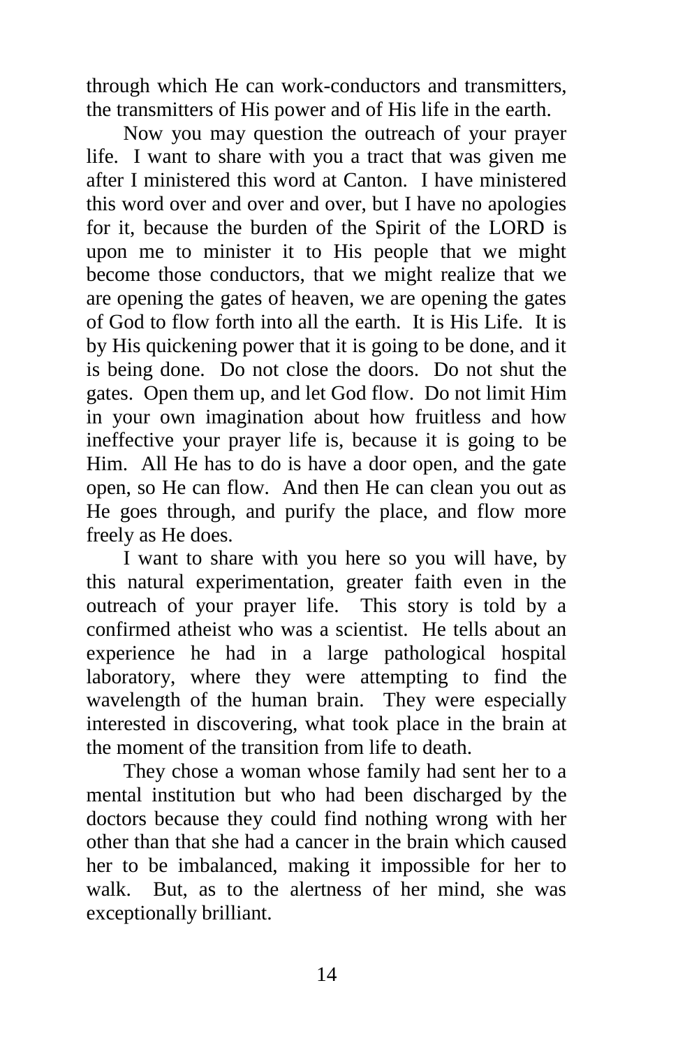through which He can work-conductors and transmitters, the transmitters of His power and of His life in the earth.

Now you may question the outreach of your prayer life. I want to share with you a tract that was given me after I ministered this word at Canton. I have ministered this word over and over and over, but I have no apologies for it, because the burden of the Spirit of the LORD is upon me to minister it to His people that we might become those conductors, that we might realize that we are opening the gates of heaven, we are opening the gates of God to flow forth into all the earth. It is His Life. It is by His quickening power that it is going to be done, and it is being done. Do not close the doors. Do not shut the gates. Open them up, and let God flow. Do not limit Him in your own imagination about how fruitless and how ineffective your prayer life is, because it is going to be Him. All He has to do is have a door open, and the gate open, so He can flow. And then He can clean you out as He goes through, and purify the place, and flow more freely as He does.

I want to share with you here so you will have, by this natural experimentation, greater faith even in the outreach of your prayer life. This story is told by a confirmed atheist who was a scientist. He tells about an experience he had in a large pathological hospital laboratory, where they were attempting to find the wavelength of the human brain. They were especially interested in discovering, what took place in the brain at the moment of the transition from life to death.

They chose a woman whose family had sent her to a mental institution but who had been discharged by the doctors because they could find nothing wrong with her other than that she had a cancer in the brain which caused her to be imbalanced, making it impossible for her to walk. But, as to the alertness of her mind, she was exceptionally brilliant.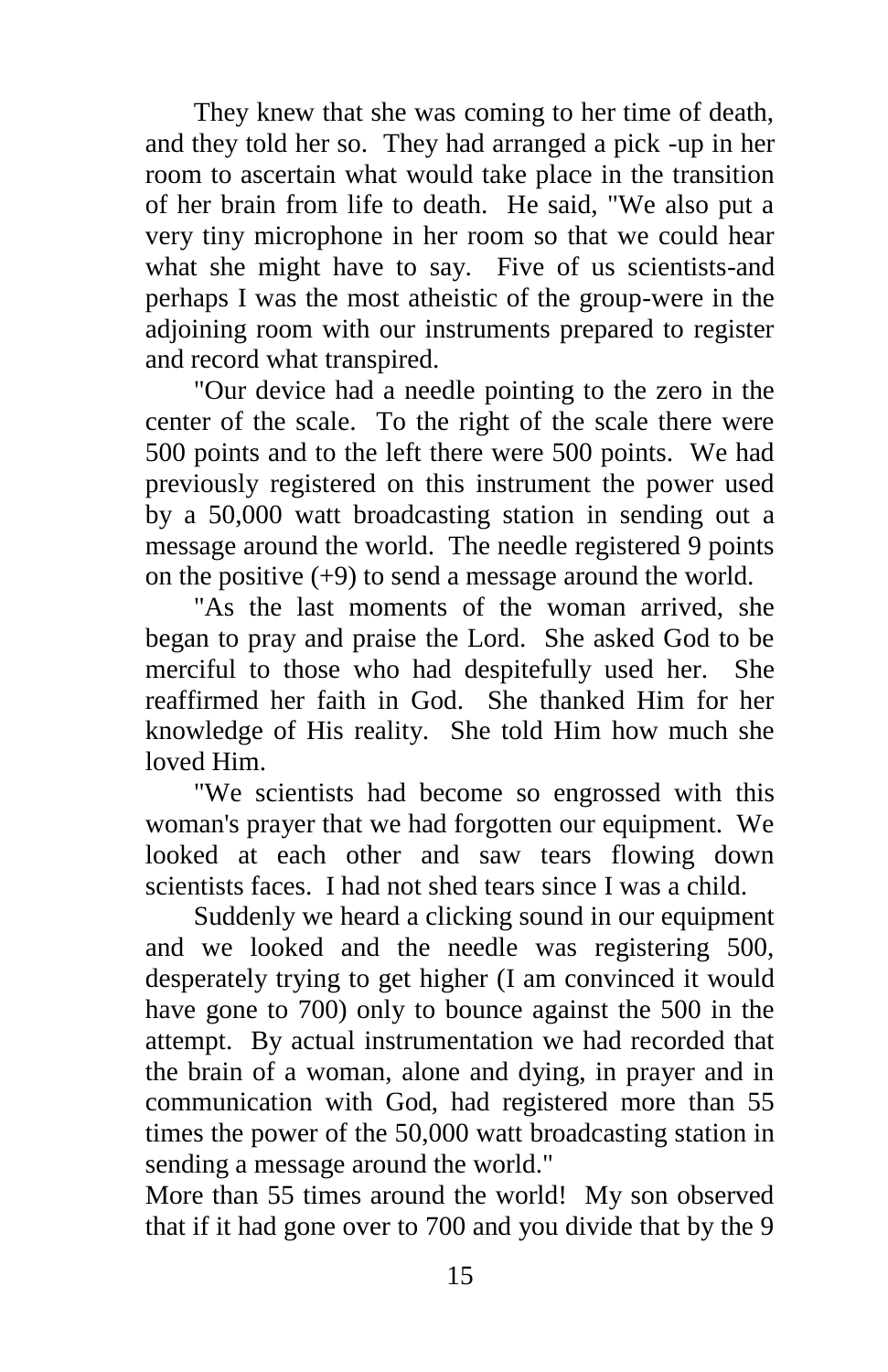They knew that she was coming to her time of death, and they told her so. They had arranged a pick -up in her room to ascertain what would take place in the transition of her brain from life to death. He said, "We also put a very tiny microphone in her room so that we could hear what she might have to say. Five of us scientists-and perhaps I was the most atheistic of the group-were in the adjoining room with our instruments prepared to register and record what transpired.

"Our device had a needle pointing to the zero in the center of the scale. To the right of the scale there were 500 points and to the left there were 500 points. We had previously registered on this instrument the power used by a 50,000 watt broadcasting station in sending out a message around the world. The needle registered 9 points on the positive (+9) to send a message around the world.

"As the last moments of the woman arrived, she began to pray and praise the Lord. She asked God to be merciful to those who had despitefully used her. She reaffirmed her faith in God. She thanked Him for her knowledge of His reality. She told Him how much she loved Him.

"We scientists had become so engrossed with this woman's prayer that we had forgotten our equipment. We looked at each other and saw tears flowing down scientists faces. I had not shed tears since I was a child.

Suddenly we heard a clicking sound in our equipment and we looked and the needle was registering 500, desperately trying to get higher (I am convinced it would have gone to 700) only to bounce against the 500 in the attempt. By actual instrumentation we had recorded that the brain of a woman, alone and dying, in prayer and in communication with God, had registered more than 55 times the power of the 50,000 watt broadcasting station in sending a message around the world."

More than 55 times around the world! My son observed that if it had gone over to 700 and you divide that by the 9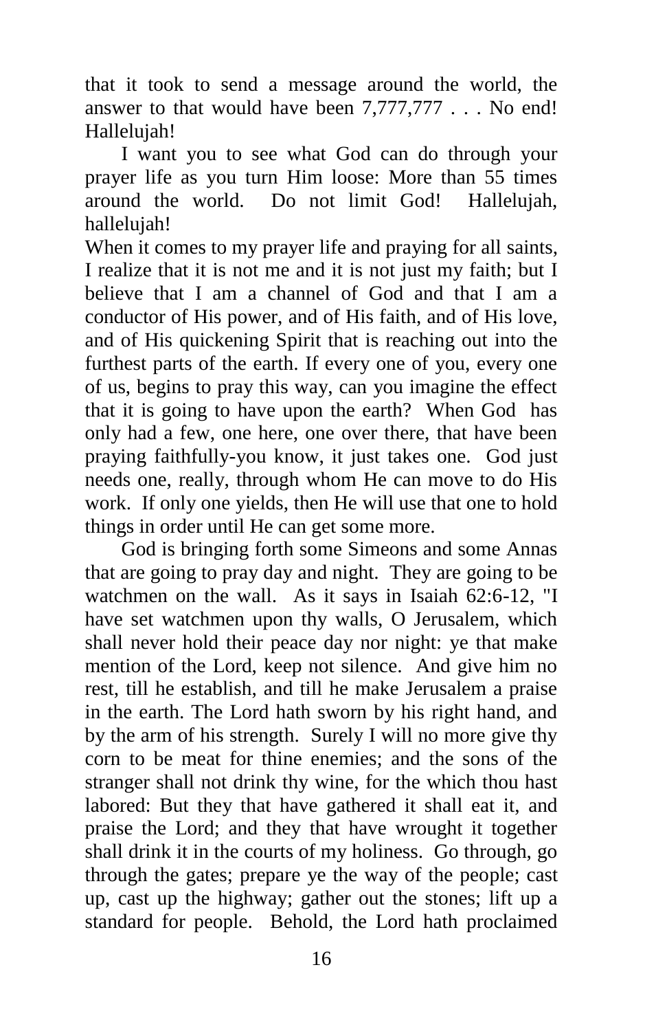that it took to send a message around the world, the answer to that would have been 7,777,777 . . . No end! Hallelujah!

I want you to see what God can do through your prayer life as you turn Him loose: More than 55 times around the world. Do not limit God! Hallelujah, hallelujah!

When it comes to my prayer life and praying for all saints, I realize that it is not me and it is not just my faith; but I believe that I am a channel of God and that I am a conductor of His power, and of His faith, and of His love, and of His quickening Spirit that is reaching out into the furthest parts of the earth. If every one of you, every one of us, begins to pray this way, can you imagine the effect that it is going to have upon the earth? When God has only had a few, one here, one over there, that have been praying faithfully-you know, it just takes one. God just needs one, really, through whom He can move to do His work. If only one yields, then He will use that one to hold things in order until He can get some more.

God is bringing forth some Simeons and some Annas that are going to pray day and night. They are going to be watchmen on the wall. As it says in Isaiah 62:6-12, "I have set watchmen upon thy walls, O Jerusalem, which shall never hold their peace day nor night: ye that make mention of the Lord, keep not silence. And give him no rest, till he establish, and till he make Jerusalem a praise in the earth. The Lord hath sworn by his right hand, and by the arm of his strength. Surely I will no more give thy corn to be meat for thine enemies; and the sons of the stranger shall not drink thy wine, for the which thou hast labored: But they that have gathered it shall eat it, and praise the Lord; and they that have wrought it together shall drink it in the courts of my holiness. Go through, go through the gates; prepare ye the way of the people; cast up, cast up the highway; gather out the stones; lift up a standard for people. Behold, the Lord hath proclaimed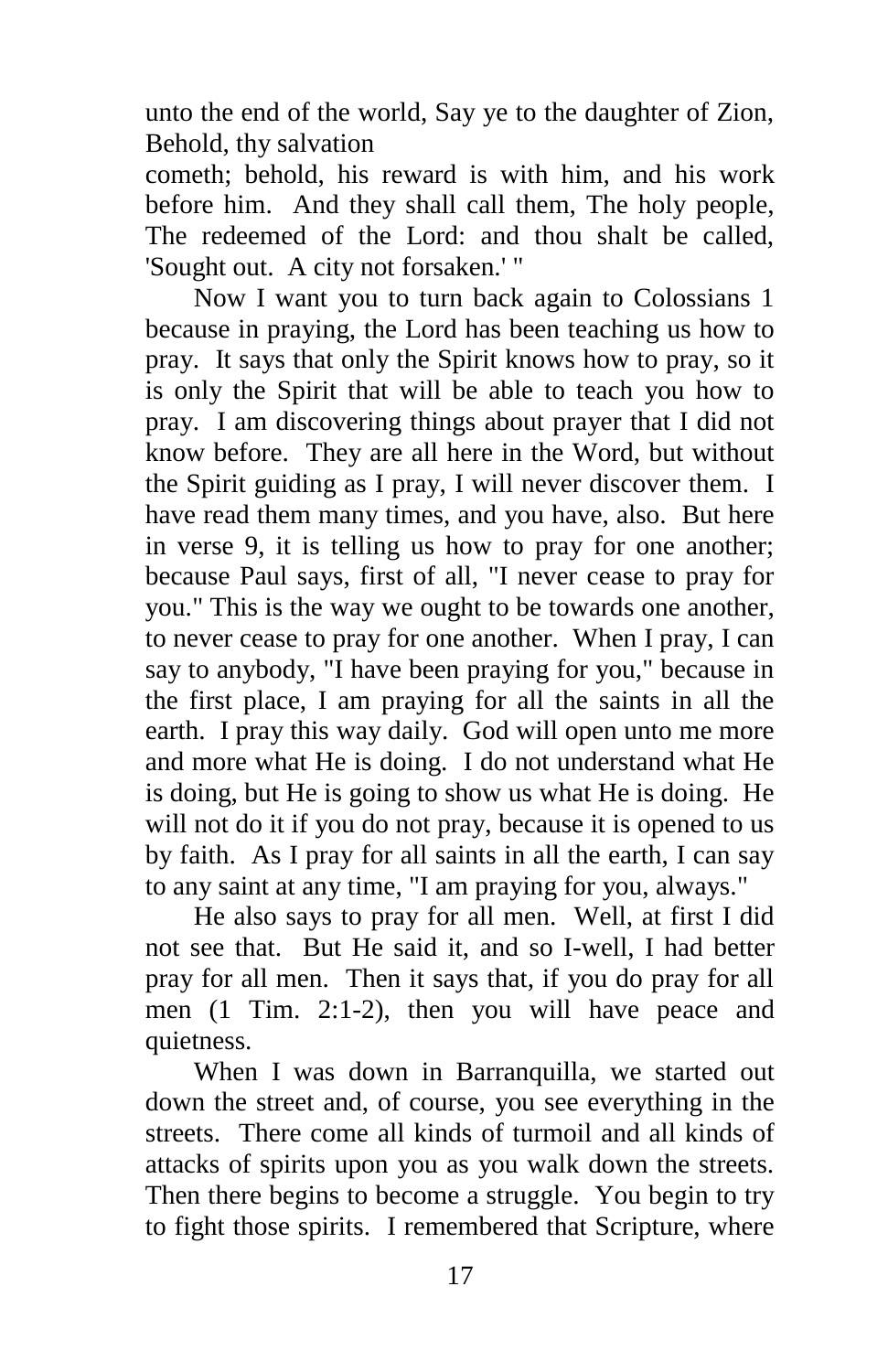unto the end of the world, Say ye to the daughter of Zion, Behold, thy salvation
cometh; behold, his reward is with him, and his work before him. And they shall call them, The holy people, The redeemed of the Lord: and thou shalt be called, 'Sought out. A city not forsaken.' "

Now I want you to turn back again to Colossians 1 because in praying, the Lord has been teaching us how to pray. It says that only the Spirit knows how to pray, so it is only the Spirit that will be able to teach you how to pray. I am discovering things about prayer that I did not know before. They are all here in the Word, but without the Spirit guiding as I pray, I will never discover them. I have read them many times, and you have, also. But here in verse 9, it is telling us how to pray for one another; because Paul says, first of all, "I never cease to pray for you." This is the way we ought to be towards one another, to never cease to pray for one another. When I pray, I can say to anybody, "I have been praying for you," because in the first place, I am praying for all the saints in all the earth. I pray this way daily. God will open unto me more and more what He is doing. I do not understand what He is doing, but He is going to show us what He is doing. He will not do it if you do not pray, because it is opened to us by faith. As I pray for all saints in all the earth, I can say to any saint at any time, "I am praying for you, always."

He also says to pray for all men. Well, at first I did not see that. But He said it, and so I-well, I had better pray for all men. Then it says that, if you do pray for all men (1 Tim. 2:1-2), then you will have peace and quietness.

When I was down in Barranquilla, we started out down the street and, of course, you see everything in the streets. There come all kinds of turmoil and all kinds of attacks of spirits upon you as you walk down the streets. Then there begins to become a struggle. You begin to try to fight those spirits. I remembered that Scripture, where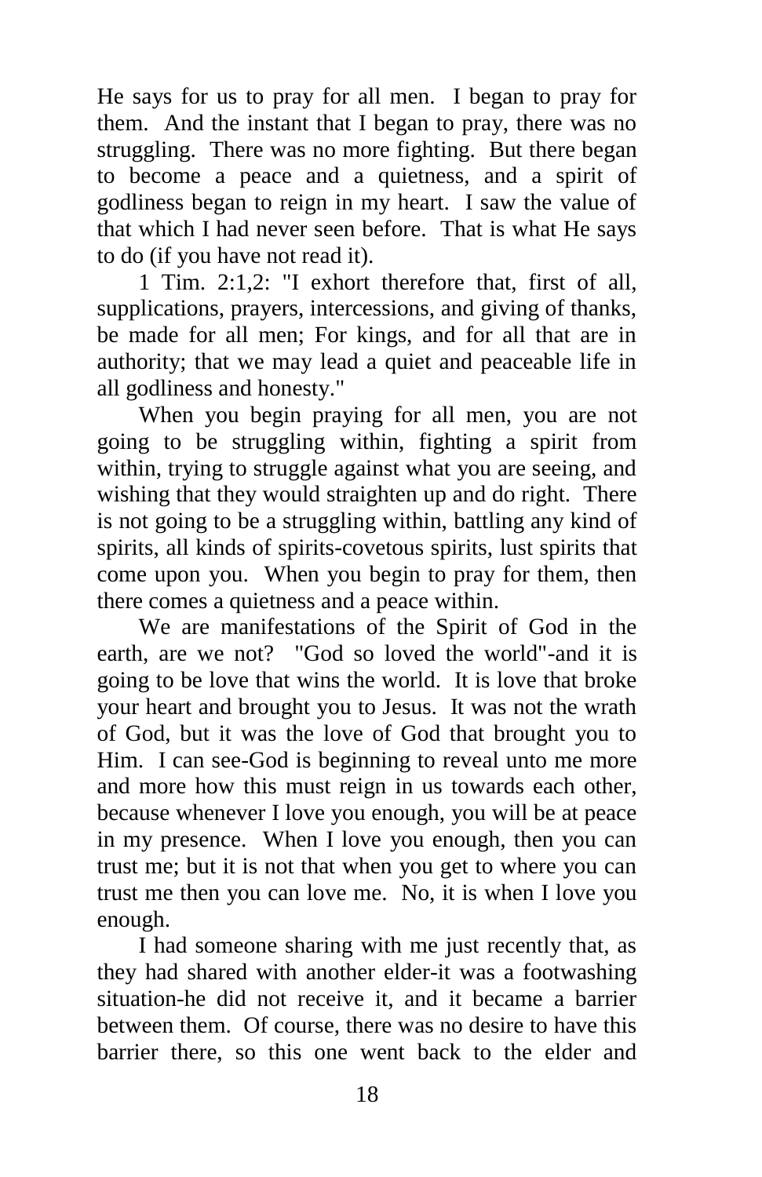He says for us to pray for all men. I began to pray for them. And the instant that I began to pray, there was no struggling. There was no more fighting. But there began to become a peace and a quietness, and a spirit of godliness began to reign in my heart. I saw the value of that which I had never seen before. That is what He says to do (if you have not read it).

1 Tim. 2:1,2: "I exhort therefore that, first of all, supplications, prayers, intercessions, and giving of thanks, be made for all men; For kings, and for all that are in authority; that we may lead a quiet and peaceable life in all godliness and honesty."

When you begin praying for all men, you are not going to be struggling within, fighting a spirit from within, trying to struggle against what you are seeing, and wishing that they would straighten up and do right. There is not going to be a struggling within, battling any kind of spirits, all kinds of spirits-covetous spirits, lust spirits that come upon you. When you begin to pray for them, then there comes a quietness and a peace within.

We are manifestations of the Spirit of God in the earth, are we not? "God so loved the world"-and it is going to be love that wins the world. It is love that broke your heart and brought you to Jesus. It was not the wrath of God, but it was the love of God that brought you to Him. I can see-God is beginning to reveal unto me more and more how this must reign in us towards each other, because whenever I love you enough, you will be at peace in my presence. When I love you enough, then you can trust me; but it is not that when you get to where you can trust me then you can love me. No, it is when I love you enough.

I had someone sharing with me just recently that, as they had shared with another elder-it was a footwashing situation-he did not receive it, and it became a barrier between them. Of course, there was no desire to have this barrier there, so this one went back to the elder and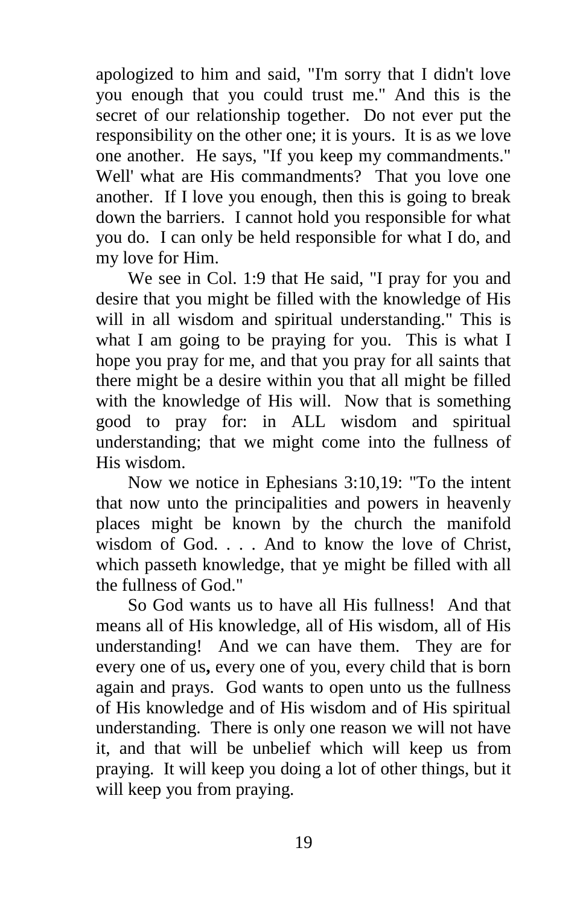apologized to him and said, "I'm sorry that I didn't love you enough that you could trust me." And this is the secret of our relationship together. Do not ever put the responsibility on the other one; it is yours. It is as we love one another. He says, "If you keep my commandments." Well' what are His commandments? That you love one another. If I love you enough, then this is going to break down the barriers. I cannot hold you responsible for what you do. I can only be held responsible for what I do, and my love for Him.

We see in Col. 1:9 that He said, "I pray for you and desire that you might be filled with the knowledge of His will in all wisdom and spiritual understanding." This is what I am going to be praying for you. This is what I hope you pray for me, and that you pray for all saints that there might be a desire within you that all might be filled with the knowledge of His will. Now that is something good to pray for: in ALL wisdom and spiritual understanding; that we might come into the fullness of His wisdom.

Now we notice in Ephesians 3:10,19: "To the intent that now unto the principalities and powers in heavenly places might be known by the church the manifold wisdom of God. . . . And to know the love of Christ, which passeth knowledge, that ye might be filled with all the fullness of God."

So God wants us to have all His fullness! And that means all of His knowledge, all of His wisdom, all of His understanding! And we can have them. They are for every one of us**,** every one of you, every child that is born again and prays. God wants to open unto us the fullness of His knowledge and of His wisdom and of His spiritual understanding. There is only one reason we will not have it, and that will be unbelief which will keep us from praying. It will keep you doing a lot of other things, but it will keep you from praying.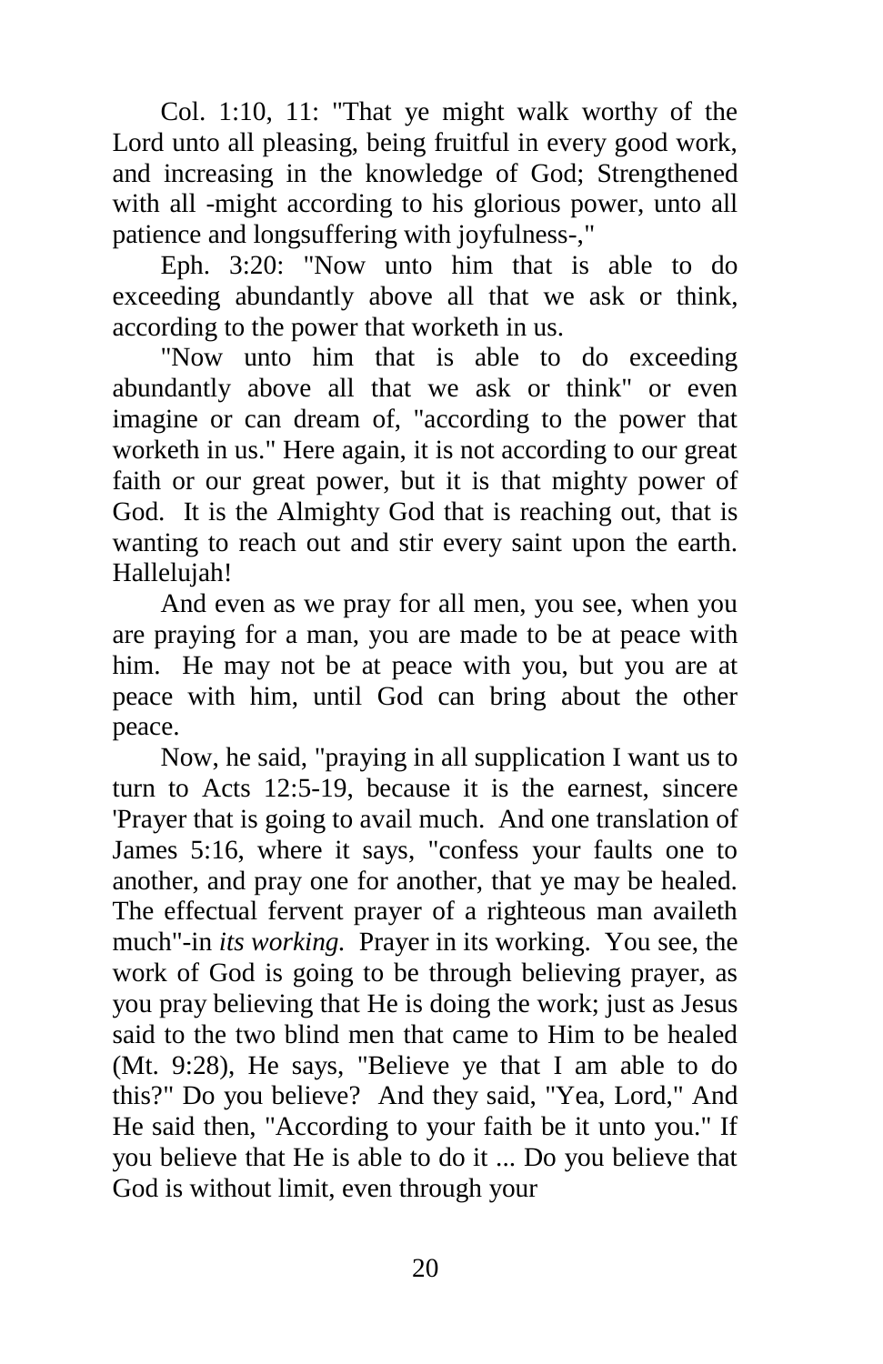Col. 1:10, 11: "That ye might walk worthy of the Lord unto all pleasing, being fruitful in every good work, and increasing in the knowledge of God; Strengthened with all -might according to his glorious power, unto all patience and longsuffering with joyfulness-,"

Eph. 3:20: "Now unto him that is able to do exceeding abundantly above all that we ask or think, according to the power that worketh in us.

"Now unto him that is able to do exceeding abundantly above all that we ask or think" or even imagine or can dream of, "according to the power that worketh in us." Here again, it is not according to our great faith or our great power, but it is that mighty power of God. It is the Almighty God that is reaching out, that is wanting to reach out and stir every saint upon the earth. Hallelujah!

And even as we pray for all men, you see, when you are praying for a man, you are made to be at peace with him. He may not be at peace with you, but you are at peace with him, until God can bring about the other peace.

Now, he said, "praying in all supplication I want us to turn to Acts 12:5-19, because it is the earnest, sincere 'Prayer that is going to avail much. And one translation of James 5:16, where it says, "confess your faults one to another, and pray one for another, that ye may be healed. The effectual fervent prayer of a righteous man availeth much"-in *its working.* Prayer in its working. You see, the work of God is going to be through believing prayer, as you pray believing that He is doing the work; just as Jesus said to the two blind men that came to Him to be healed (Mt. 9:28), He says, "Believe ye that I am able to do this?" Do you believe? And they said, "Yea, Lord," And He said then, "According to your faith be it unto you." If you believe that He is able to do it ... Do you believe that God is without limit, even through your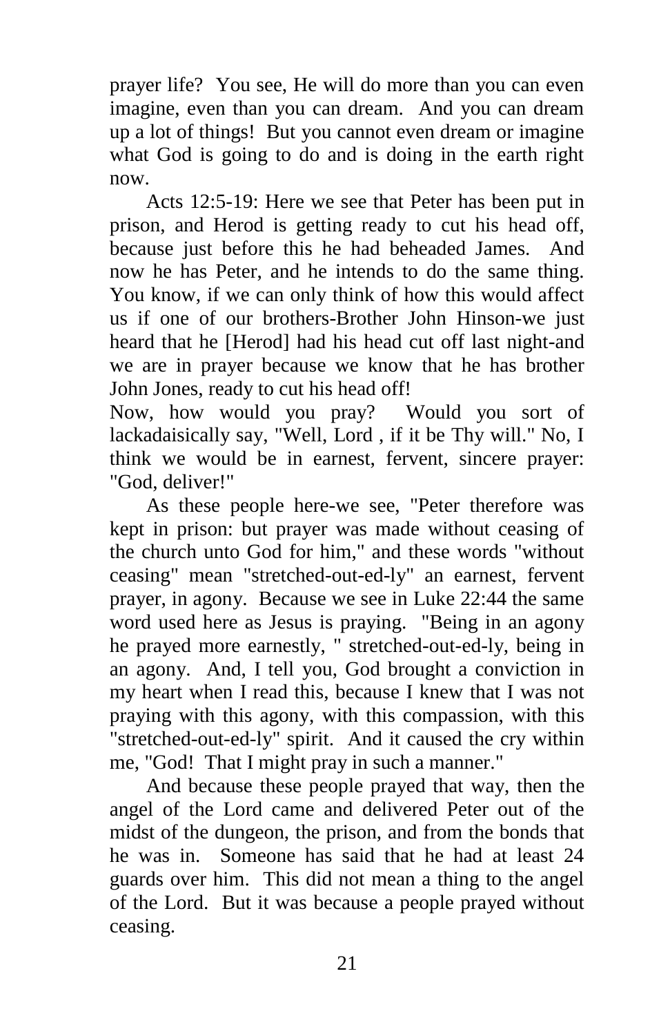prayer life? You see, He will do more than you can even imagine, even than you can dream. And you can dream up a lot of things! But you cannot even dream or imagine what God is going to do and is doing in the earth right now.

Acts 12:5-19: Here we see that Peter has been put in prison, and Herod is getting ready to cut his head off, because just before this he had beheaded James. And now he has Peter, and he intends to do the same thing. You know, if we can only think of how this would affect us if one of our brothers-Brother John Hinson-we just heard that he [Herod] had his head cut off last night-and we are in prayer because we know that he has brother John Jones, ready to cut his head off!

Now, how would you pray? Would you sort of lackadaisically say, "Well, Lord , if it be Thy will." No, I think we would be in earnest, fervent, sincere prayer: "God, deliver!"

As these people here-we see, "Peter therefore was kept in prison: but prayer was made without ceasing of the church unto God for him," and these words "without ceasing" mean "stretched-out-ed-ly" an earnest, fervent prayer, in agony. Because we see in Luke 22:44 the same word used here as Jesus is praying. "Being in an agony he prayed more earnestly, " stretched-out-ed-ly, being in an agony. And, I tell you, God brought a conviction in my heart when I read this, because I knew that I was not praying with this agony, with this compassion, with this "stretched-out-ed-ly" spirit. And it caused the cry within me, "God! That I might pray in such a manner."

And because these people prayed that way, then the angel of the Lord came and delivered Peter out of the midst of the dungeon, the prison, and from the bonds that he was in. Someone has said that he had at least 24 guards over him. This did not mean a thing to the angel of the Lord. But it was because a people prayed without ceasing.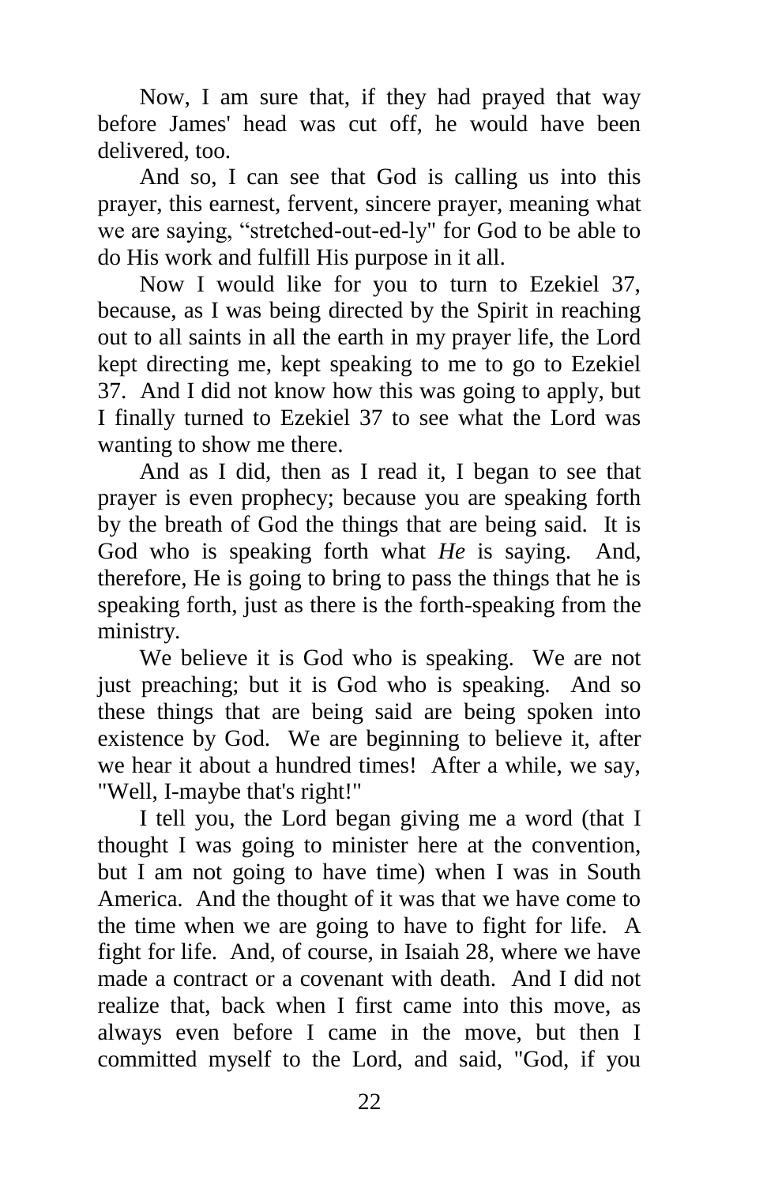Now, I am sure that, if they had prayed that way before James' head was cut off, he would have been delivered, too.

And so, I can see that God is calling us into this prayer, this earnest, fervent, sincere prayer, meaning what we are saying, “stretched-out-ed-ly" for God to be able to do His work and fulfill His purpose in it all.

Now I would like for you to turn to Ezekiel 37, because, as I was being directed by the Spirit in reaching out to all saints in all the earth in my prayer life, the Lord kept directing me, kept speaking to me to go to Ezekiel 37. And I did not know how this was going to apply, but I finally turned to Ezekiel 37 to see what the Lord was wanting to show me there.

And as I did, then as I read it, I began to see that prayer is even prophecy; because you are speaking forth by the breath of God the things that are being said. It is God who is speaking forth what *He* is saying. And, therefore, He is going to bring to pass the things that he is speaking forth, just as there is the forth-speaking from the ministry.

We believe it is God who is speaking. We are not just preaching; but it is God who is speaking. And so these things that are being said are being spoken into existence by God. We are beginning to believe it, after we hear it about a hundred times! After a while, we say, "Well, I-maybe that's right!"

I tell you, the Lord began giving me a word (that I thought I was going to minister here at the convention, but I am not going to have time) when I was in South America. And the thought of it was that we have come to the time when we are going to have to fight for life. A fight for life. And, of course, in Isaiah 28, where we have made a contract or a covenant with death. And I did not realize that, back when I first came into this move, as always even before I came in the move, but then I committed myself to the Lord, and said, "God, if you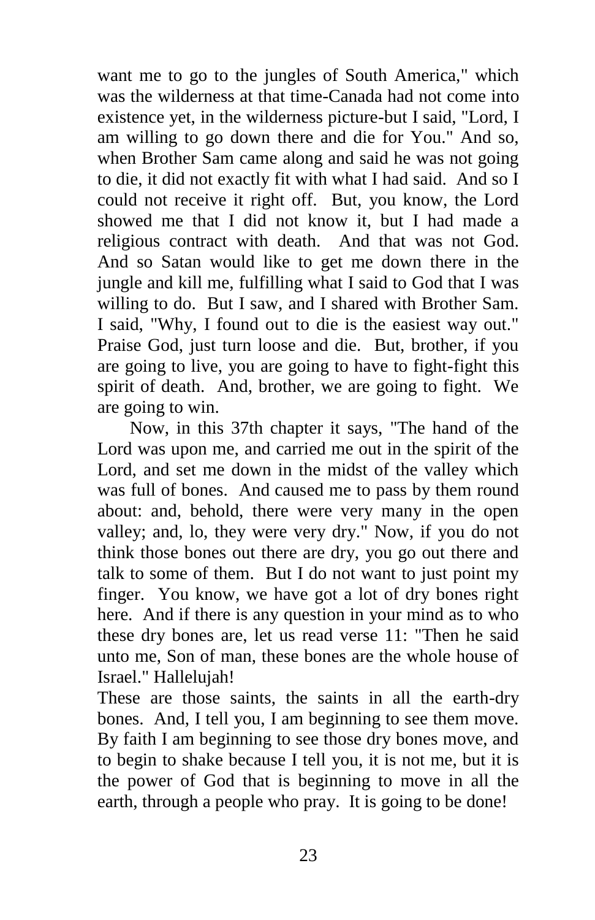want me to go to the jungles of South America," which was the wilderness at that time-Canada had not come into existence yet, in the wilderness picture-but I said, "Lord, I am willing to go down there and die for You." And so, when Brother Sam came along and said he was not going to die, it did not exactly fit with what I had said. And so I could not receive it right off. But, you know, the Lord showed me that I did not know it, but I had made a religious contract with death. And that was not God. And so Satan would like to get me down there in the jungle and kill me, fulfilling what I said to God that I was willing to do. But I saw, and I shared with Brother Sam. I said, "Why, I found out to die is the easiest way out." Praise God, just turn loose and die. But, brother, if you are going to live, you are going to have to fight-fight this spirit of death. And, brother, we are going to fight. We are going to win.

Now, in this 37th chapter it says, "The hand of the Lord was upon me, and carried me out in the spirit of the Lord, and set me down in the midst of the valley which was full of bones. And caused me to pass by them round about: and, behold, there were very many in the open valley; and, lo, they were very dry." Now, if you do not think those bones out there are dry, you go out there and talk to some of them. But I do not want to just point my finger. You know, we have got a lot of dry bones right here. And if there is any question in your mind as to who these dry bones are, let us read verse 11: "Then he said unto me, Son of man, these bones are the whole house of Israel." Hallelujah!

These are those saints, the saints in all the earth-dry bones. And, I tell you, I am beginning to see them move. By faith I am beginning to see those dry bones move, and to begin to shake because I tell you, it is not me, but it is the power of God that is beginning to move in all the earth, through a people who pray. It is going to be done!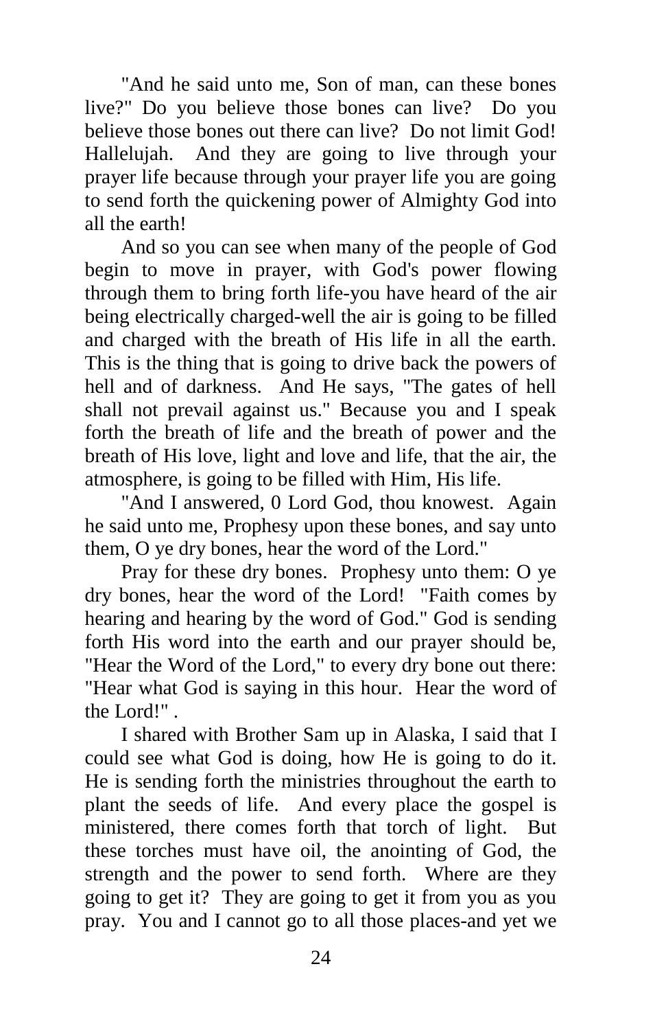"And he said unto me, Son of man, can these bones live?" Do you believe those bones can live? Do you believe those bones out there can live? Do not limit God! Hallelujah. And they are going to live through your prayer life because through your prayer life you are going to send forth the quickening power of Almighty God into all the earth!

And so you can see when many of the people of God begin to move in prayer, with God's power flowing through them to bring forth life-you have heard of the air being electrically charged-well the air is going to be filled and charged with the breath of His life in all the earth. This is the thing that is going to drive back the powers of hell and of darkness. And He says, "The gates of hell shall not prevail against us." Because you and I speak forth the breath of life and the breath of power and the breath of His love, light and love and life, that the air, the atmosphere, is going to be filled with Him, His life.

"And I answered, 0 Lord God, thou knowest. Again he said unto me, Prophesy upon these bones, and say unto them, O ye dry bones, hear the word of the Lord."

Pray for these dry bones. Prophesy unto them: O ye dry bones, hear the word of the Lord! "Faith comes by hearing and hearing by the word of God." God is sending forth His word into the earth and our prayer should be, "Hear the Word of the Lord," to every dry bone out there: "Hear what God is saying in this hour. Hear the word of the Lord!" .

I shared with Brother Sam up in Alaska, I said that I could see what God is doing, how He is going to do it. He is sending forth the ministries throughout the earth to plant the seeds of life. And every place the gospel is ministered, there comes forth that torch of light. But these torches must have oil, the anointing of God, the strength and the power to send forth. Where are they going to get it? They are going to get it from you as you pray. You and I cannot go to all those places-and yet we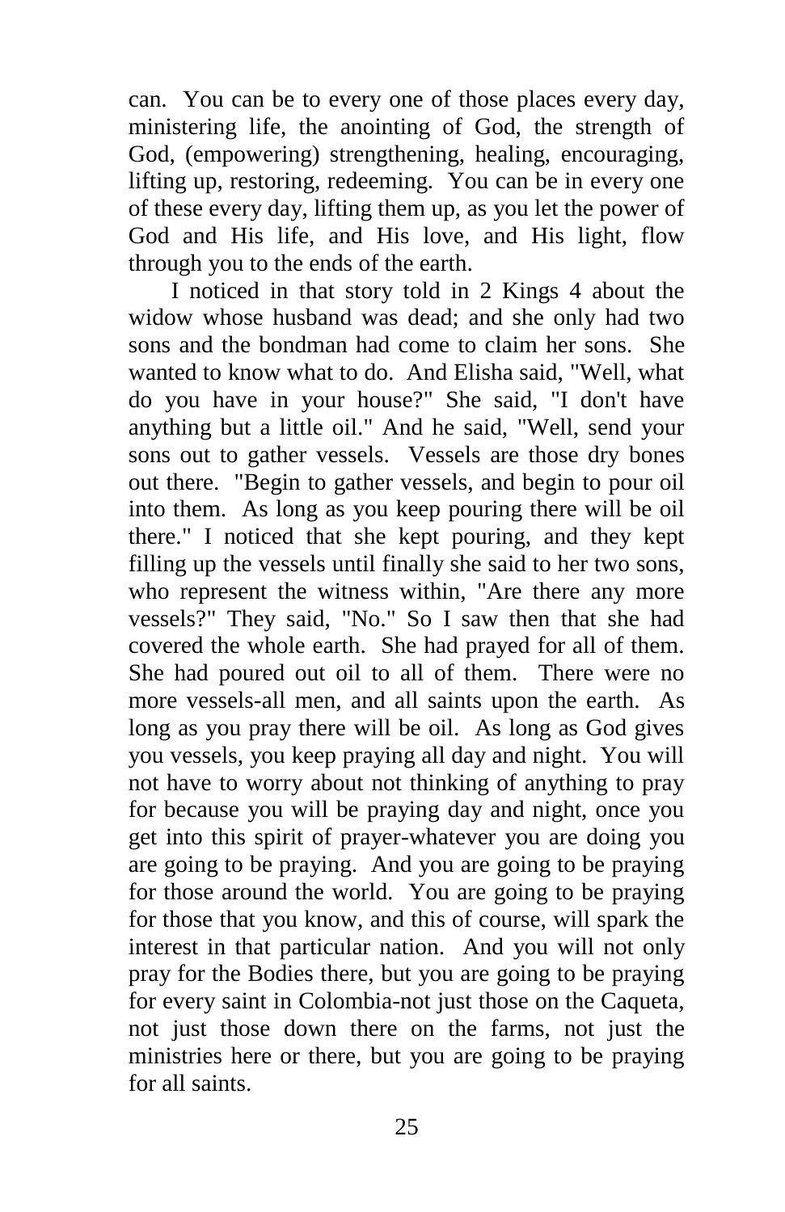can. You can be to every one of those places every day, ministering life, the anointing of God, the strength of God, (empowering) strengthening, healing, encouraging, lifting up, restoring, redeeming. You can be in every one of these every day, lifting them up, as you let the power of God and His life, and His love, and His light, flow through you to the ends of the earth.

I noticed in that story told in 2 Kings 4 about the widow whose husband was dead; and she only had two sons and the bondman had come to claim her sons. She wanted to know what to do. And Elisha said, "Well, what do you have in your house?" She said, "I don't have anything but a little oil." And he said, "Well, send your sons out to gather vessels. Vessels are those dry bones out there. "Begin to gather vessels, and begin to pour oil into them. As long as you keep pouring there will be oil there." I noticed that she kept pouring, and they kept filling up the vessels until finally she said to her two sons, who represent the witness within, "Are there any more vessels?" They said, "No." So I saw then that she had covered the whole earth. She had prayed for all of them. She had poured out oil to all of them. There were no more vessels-all men, and all saints upon the earth. As long as you pray there will be oil. As long as God gives you vessels, you keep praying all day and night. You will not have to worry about not thinking of anything to pray for because you will be praying day and night, once you get into this spirit of prayer-whatever you are doing you are going to be praying. And you are going to be praying for those around the world. You are going to be praying for those that you know, and this of course, will spark the interest in that particular nation. And you will not only pray for the Bodies there, but you are going to be praying for every saint in Colombia-not just those on the Caqueta, not just those down there on the farms, not just the ministries here or there, but you are going to be praying for all saints.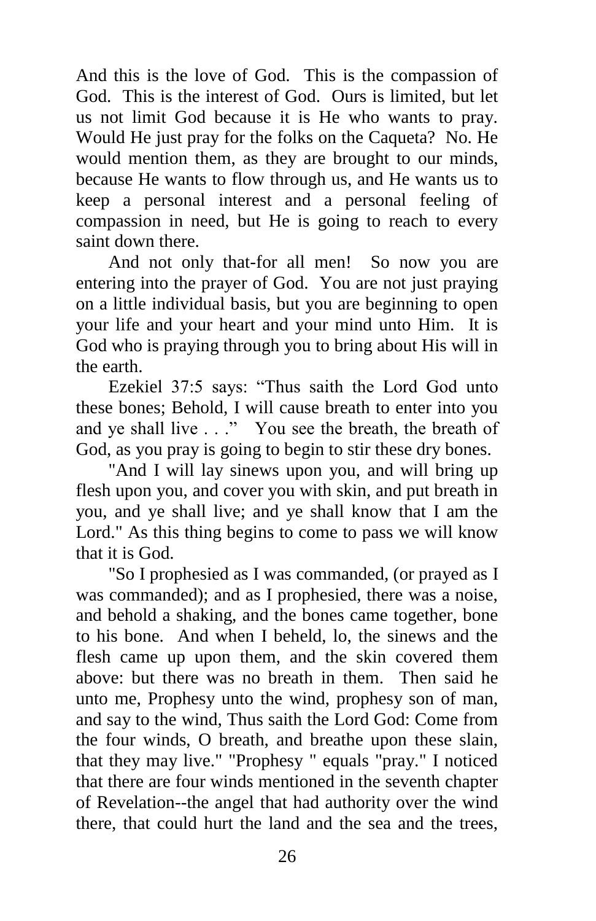And this is the love of God. This is the compassion of God. This is the interest of God. Ours is limited, but let us not limit God because it is He who wants to pray. Would He just pray for the folks on the Caqueta? No. He would mention them, as they are brought to our minds, because He wants to flow through us, and He wants us to keep a personal interest and a personal feeling of compassion in need, but He is going to reach to every saint down there.

And not only that-for all men! So now you are entering into the prayer of God. You are not just praying on a little individual basis, but you are beginning to open your life and your heart and your mind unto Him. It is God who is praying through you to bring about His will in the earth.

Ezekiel 37:5 says: "Thus saith the Lord God unto these bones; Behold, I will cause breath to enter into you and ye shall live . . ." You see the breath, the breath of God, as you pray is going to begin to stir these dry bones.

"And I will lay sinews upon you, and will bring up flesh upon you, and cover you with skin, and put breath in you, and ye shall live; and ye shall know that I am the Lord." As this thing begins to come to pass we will know that it is God.

"So I prophesied as I was commanded, (or prayed as I was commanded); and as I prophesied, there was a noise, and behold a shaking, and the bones came together, bone to his bone. And when I beheld, lo, the sinews and the flesh came up upon them, and the skin covered them above: but there was no breath in them. Then said he unto me, Prophesy unto the wind, prophesy son of man, and say to the wind, Thus saith the Lord God: Come from the four winds, O breath, and breathe upon these slain, that they may live." "Prophesy " equals "pray." I noticed that there are four winds mentioned in the seventh chapter of Revelation--the angel that had authority over the wind there, that could hurt the land and the sea and the trees,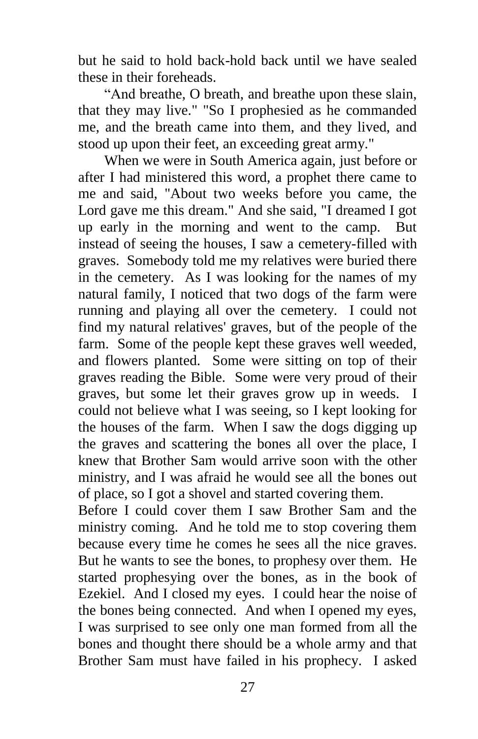but he said to hold back-hold back until we have sealed these in their foreheads.

"And breathe, O breath, and breathe upon these slain, that they may live." "So I prophesied as he commanded me, and the breath came into them, and they lived, and stood up upon their feet, an exceeding great army."

When we were in South America again, just before or after I had ministered this word, a prophet there came to me and said, "About two weeks before you came, the Lord gave me this dream." And she said, "I dreamed I got up early in the morning and went to the camp. But instead of seeing the houses, I saw a cemetery-filled with graves. Somebody told me my relatives were buried there in the cemetery. As I was looking for the names of my natural family, I noticed that two dogs of the farm were running and playing all over the cemetery. I could not find my natural relatives' graves, but of the people of the farm. Some of the people kept these graves well weeded, and flowers planted. Some were sitting on top of their graves reading the Bible. Some were very proud of their graves, but some let their graves grow up in weeds. I could not believe what I was seeing, so I kept looking for the houses of the farm. When I saw the dogs digging up the graves and scattering the bones all over the place, I knew that Brother Sam would arrive soon with the other ministry, and I was afraid he would see all the bones out of place, so I got a shovel and started covering them.

Before I could cover them I saw Brother Sam and the ministry coming. And he told me to stop covering them because every time he comes he sees all the nice graves. But he wants to see the bones, to prophesy over them. He started prophesying over the bones, as in the book of Ezekiel. And I closed my eyes. I could hear the noise of the bones being connected. And when I opened my eyes, I was surprised to see only one man formed from all the bones and thought there should be a whole army and that Brother Sam must have failed in his prophecy. I asked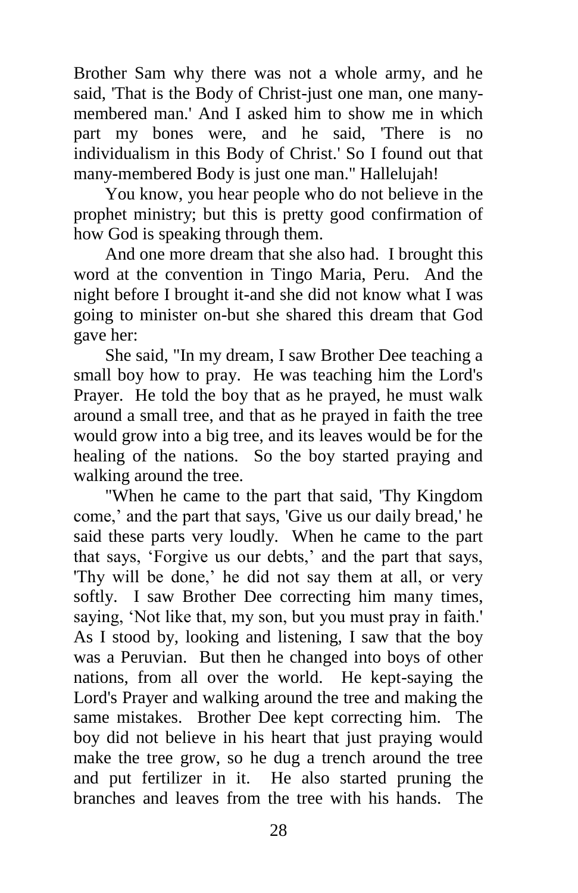Brother Sam why there was not a whole army, and he said, 'That is the Body of Christ-just one man, one many-membered man.' And I asked him to show me in which part my bones were, and he said, 'There is no individualism in this Body of Christ.' So I found out that many-membered Body is just one man." Hallelujah!

You know, you hear people who do not believe in the prophet ministry; but this is pretty good confirmation of how God is speaking through them.

And one more dream that she also had. I brought this word at the convention in Tingo Maria, Peru. And the night before I brought it-and she did not know what I was going to minister on-but she shared this dream that God gave her:

She said, "In my dream, I saw Brother Dee teaching a small boy how to pray. He was teaching him the Lord's Prayer. He told the boy that as he prayed, he must walk around a small tree, and that as he prayed in faith the tree would grow into a big tree, and its leaves would be for the healing of the nations. So the boy started praying and walking around the tree.

"When he came to the part that said, 'Thy Kingdom come,' and the part that says, 'Give us our daily bread,' he said these parts very loudly. When he came to the part that says, 'Forgive us our debts,' and the part that says, 'Thy will be done,' he did not say them at all, or very softly. I saw Brother Dee correcting him many times, saying, 'Not like that, my son, but you must pray in faith.' As I stood by, looking and listening, I saw that the boy was a Peruvian. But then he changed into boys of other nations, from all over the world. He kept-saying the Lord's Prayer and walking around the tree and making the same mistakes. Brother Dee kept correcting him. The boy did not believe in his heart that just praying would make the tree grow, so he dug a trench around the tree and put fertilizer in it. He also started pruning the branches and leaves from the tree with his hands. The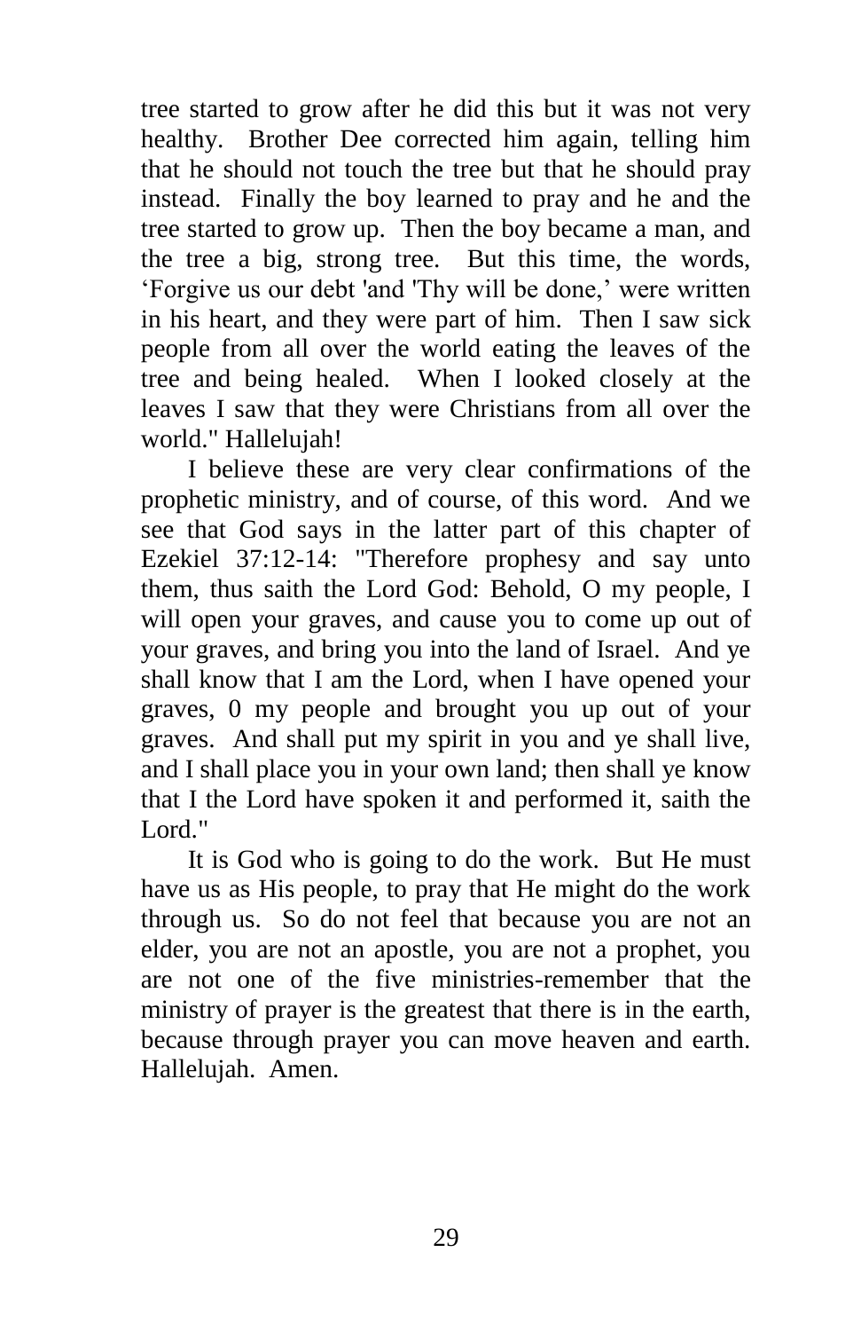tree started to grow after he did this but it was not very healthy. Brother Dee corrected him again, telling him that he should not touch the tree but that he should pray instead. Finally the boy learned to pray and he and the tree started to grow up. Then the boy became a man, and the tree a big, strong tree. But this time, the words, 'Forgive us our debt 'and 'Thy will be done,' were written in his heart, and they were part of him. Then I saw sick people from all over the world eating the leaves of the tree and being healed. When I looked closely at the leaves I saw that they were Christians from all over the world." Hallelujah!

I believe these are very clear confirmations of the prophetic ministry, and of course, of this word. And we see that God says in the latter part of this chapter of Ezekiel 37:12-14: "Therefore prophesy and say unto them, thus saith the Lord God: Behold, O my people, I will open your graves, and cause you to come up out of your graves, and bring you into the land of Israel. And ye shall know that I am the Lord, when I have opened your graves, 0 my people and brought you up out of your graves. And shall put my spirit in you and ye shall live, and I shall place you in your own land; then shall ye know that I the Lord have spoken it and performed it, saith the Lord."

It is God who is going to do the work. But He must have us as His people, to pray that He might do the work through us. So do not feel that because you are not an elder, you are not an apostle, you are not a prophet, you are not one of the five ministries-remember that the ministry of prayer is the greatest that there is in the earth, because through prayer you can move heaven and earth. Hallelujah. Amen.